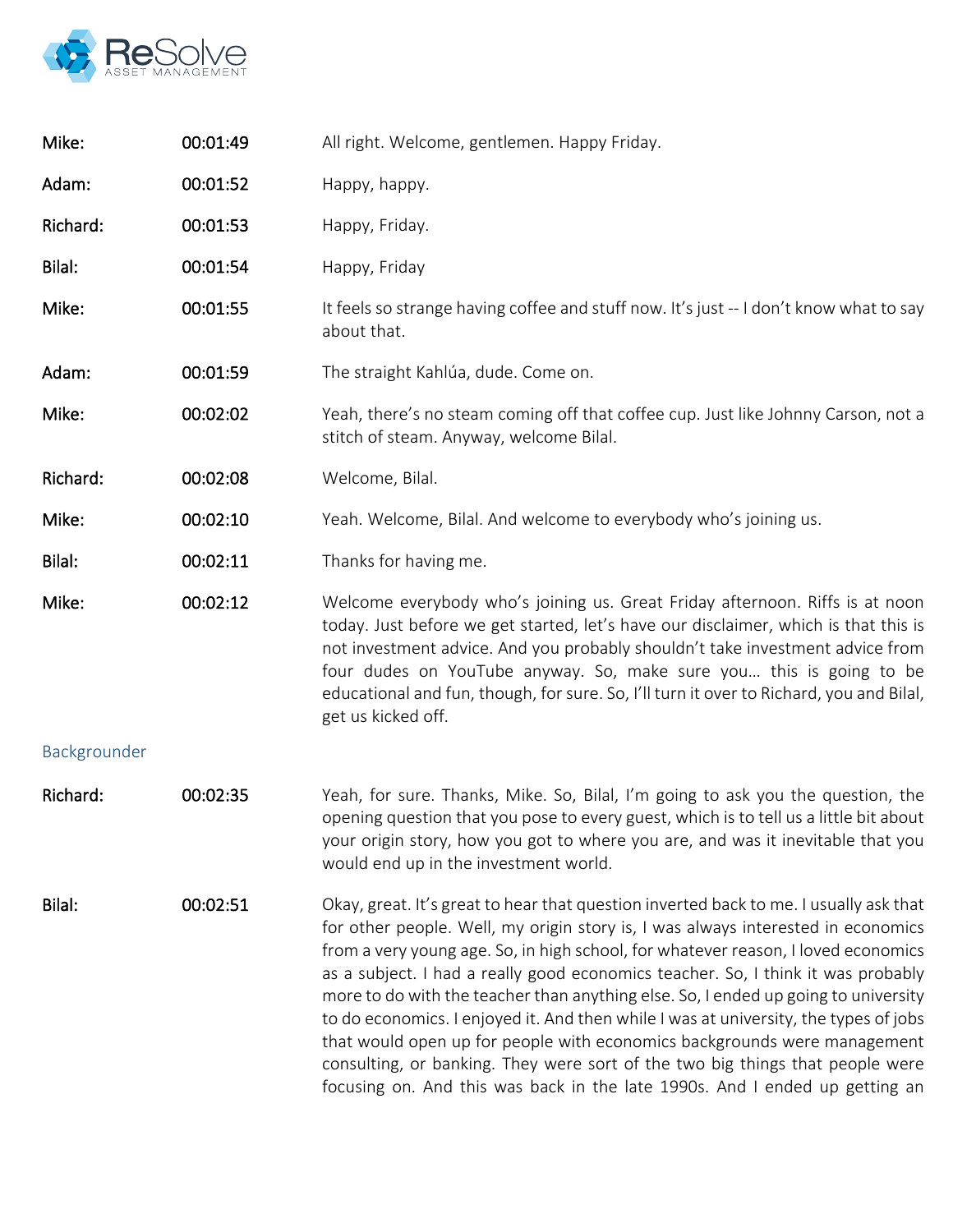| | | |
|---|---|---|
| Mike: | 00:01:49 | All right. Welcome, gentlemen. Happy Friday. |
| Adam: | 00:01:52 | Happy, happy. |
| Richard: | 00:01:53 | Happy, Friday. |
| Bilal: | 00:01:54 | Happy, Friday |
| Mike: | 00:01:55 | It feels so strange having coffee and stuff now. It's just -- I don't know what to say about that. |
| Adam: | 00:01:59 | The straight Kahlúa, dude. Come on. |
| Mike: | 00:02:02 | Yeah, there's no steam coming off that coffee cup. Just like Johnny Carson, not a stitch of steam. Anyway, welcome Bilal. |
| Richard: | 00:02:08 | Welcome, Bilal. |
| Mike: | 00:02:10 | Yeah. Welcome, Bilal. And welcome to everybody who's joining us. |
| Bilal: | 00:02:11 | Thanks for having me. |
| Mike: | 00:02:12 | Welcome everybody who's joining us. Great Friday afternoon. Riffs is at noon today. Just before we get started, let's have our disclaimer, which is that this is not investment advice. And you probably shouldn't take investment advice from four dudes on YouTube anyway. So, make sure you… this is going to be educational and fun, though, for sure. So, I'll turn it over to Richard, you and Bilal, get us kicked off. |

## Backgrounder

| | | |
|---|---|---|
| Richard: | 00:02:35 | Yeah, for sure. Thanks, Mike. So, Bilal, I'm going to ask you the question, the opening question that you pose to every guest, which is to tell us a little bit about your origin story, how you got to where you are, and was it inevitable that you would end up in the investment world. |
| Bilal: | 00:02:51 | Okay, great. It's great to hear that question inverted back to me. I usually ask that for other people. Well, my origin story is, I was always interested in economics from a very young age. So, in high school, for whatever reason, I loved economics as a subject. I had a really good economics teacher. So, I think it was probably more to do with the teacher than anything else. So, I ended up going to university to do economics. I enjoyed it. And then while I was at university, the types of jobs that would open up for people with economics backgrounds were management consulting, or banking. They were sort of the two big things that people were focusing on. And this was back in the late 1990s. And I ended up getting an |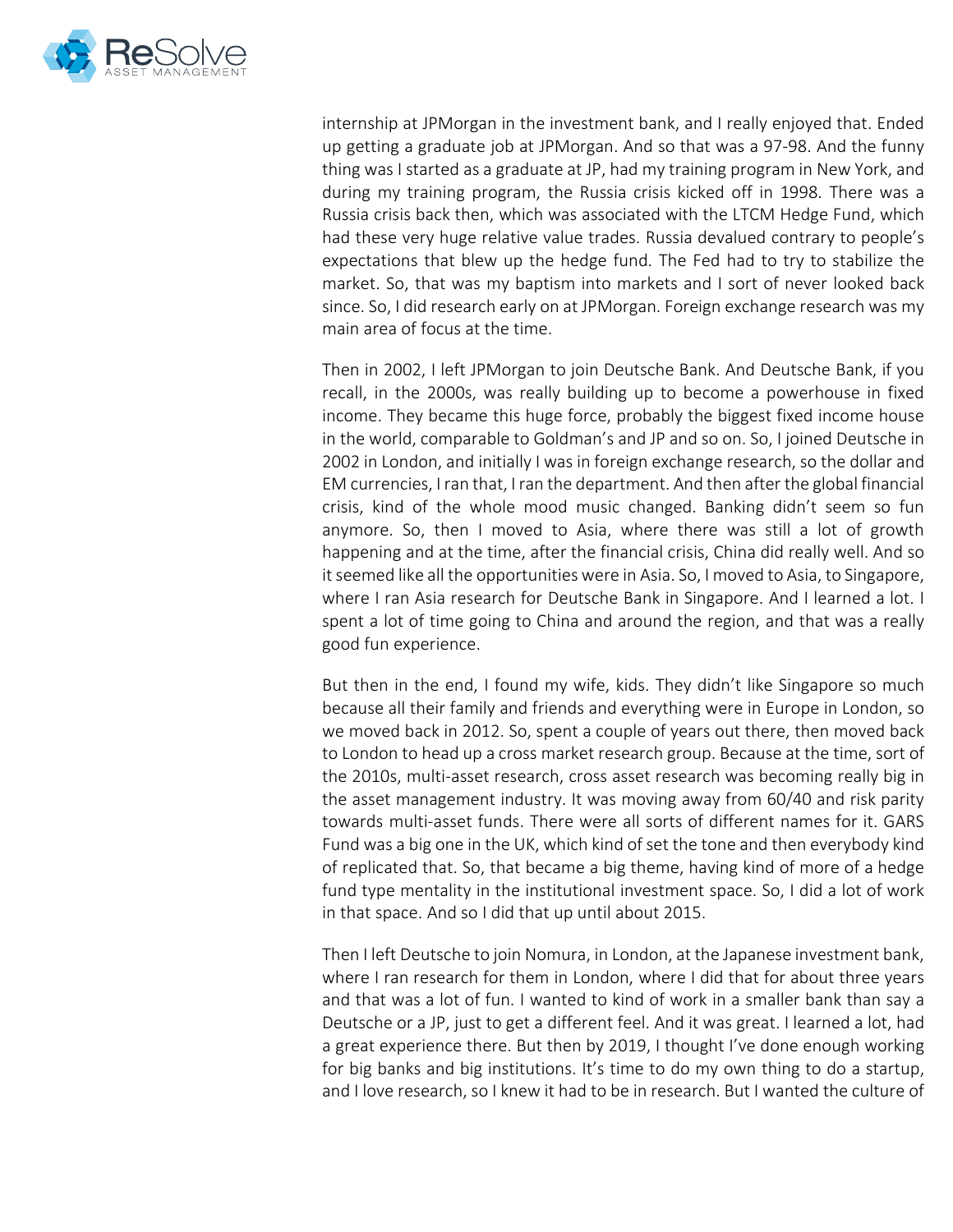internship at JPMorgan in the investment bank, and I really enjoyed that. Ended up getting a graduate job at JPMorgan. And so that was a 97-98. And the funny thing was I started as a graduate at JP, had my training program in New York, and during my training program, the Russia crisis kicked off in 1998. There was a Russia crisis back then, which was associated with the LTCM Hedge Fund, which had these very huge relative value trades. Russia devalued contrary to people's expectations that blew up the hedge fund. The Fed had to try to stabilize the market. So, that was my baptism into markets and I sort of never looked back since. So, I did research early on at JPMorgan. Foreign exchange research was my main area of focus at the time.

Then in 2002, I left JPMorgan to join Deutsche Bank. And Deutsche Bank, if you recall, in the 2000s, was really building up to become a powerhouse in fixed income. They became this huge force, probably the biggest fixed income house in the world, comparable to Goldman's and JP and so on. So, I joined Deutsche in 2002 in London, and initially I was in foreign exchange research, so the dollar and EM currencies, I ran that, I ran the department. And then after the global financial crisis, kind of the whole mood music changed. Banking didn't seem so fun anymore. So, then I moved to Asia, where there was still a lot of growth happening and at the time, after the financial crisis, China did really well. And so it seemed like all the opportunities were in Asia. So, I moved to Asia, to Singapore, where I ran Asia research for Deutsche Bank in Singapore. And I learned a lot. I spent a lot of time going to China and around the region, and that was a really good fun experience.

But then in the end, I found my wife, kids. They didn't like Singapore so much because all their family and friends and everything were in Europe in London, so we moved back in 2012. So, spent a couple of years out there, then moved back to London to head up a cross market research group. Because at the time, sort of the 2010s, multi-asset research, cross asset research was becoming really big in the asset management industry. It was moving away from 60/40 and risk parity towards multi-asset funds. There were all sorts of different names for it. GARS Fund was a big one in the UK, which kind of set the tone and then everybody kind of replicated that. So, that became a big theme, having kind of more of a hedge fund type mentality in the institutional investment space. So, I did a lot of work in that space. And so I did that up until about 2015.

Then I left Deutsche to join Nomura, in London, at the Japanese investment bank, where I ran research for them in London, where I did that for about three years and that was a lot of fun. I wanted to kind of work in a smaller bank than say a Deutsche or a JP, just to get a different feel. And it was great. I learned a lot, had a great experience there. But then by 2019, I thought I've done enough working for big banks and big institutions. It's time to do my own thing to do a startup, and I love research, so I knew it had to be in research. But I wanted the culture of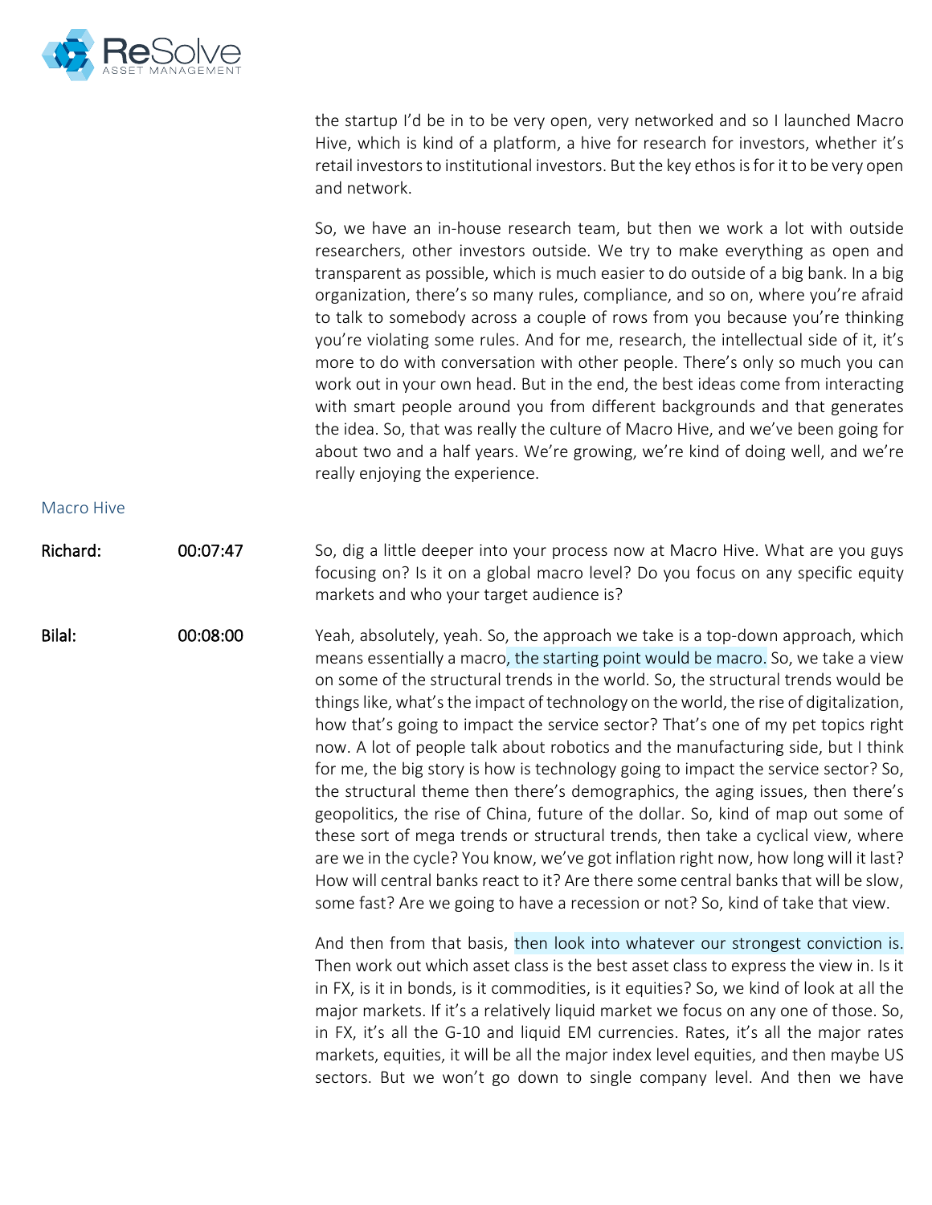the startup I'd be in to be very open, very networked and so I launched Macro Hive, which is kind of a platform, a hive for research for investors, whether it's retail investors to institutional investors. But the key ethos is for it to be very open and network.

So, we have an in-house research team, but then we work a lot with outside researchers, other investors outside. We try to make everything as open and transparent as possible, which is much easier to do outside of a big bank. In a big organization, there's so many rules, compliance, and so on, where you're afraid to talk to somebody across a couple of rows from you because you're thinking you're violating some rules. And for me, research, the intellectual side of it, it's more to do with conversation with other people. There's only so much you can work out in your own head. But in the end, the best ideas come from interacting with smart people around you from different backgrounds and that generates the idea. So, that was really the culture of Macro Hive, and we've been going for about two and a half years. We're growing, we're kind of doing well, and we're really enjoying the experience.

## Macro Hive

**Richard:** **00:07:47** So, dig a little deeper into your process now at Macro Hive. What are you guys focusing on? Is it on a global macro level? Do you focus on any specific equity markets and who your target audience is?

**Bilal:** **00:08:00** Yeah, absolutely, yeah. So, the approach we take is a top-down approach, which means essentially a macro, the starting point would be macro. So, we take a view on some of the structural trends in the world. So, the structural trends would be things like, what's the impact of technology on the world, the rise of digitalization, how that's going to impact the service sector? That's one of my pet topics right now. A lot of people talk about robotics and the manufacturing side, but I think for me, the big story is how is technology going to impact the service sector? So, the structural theme then there's demographics, the aging issues, then there's geopolitics, the rise of China, future of the dollar. So, kind of map out some of these sort of mega trends or structural trends, then take a cyclical view, where are we in the cycle? You know, we've got inflation right now, how long will it last? How will central banks react to it? Are there some central banks that will be slow, some fast? Are we going to have a recession or not? So, kind of take that view.

And then from that basis, then look into whatever our strongest conviction is. Then work out which asset class is the best asset class to express the view in. Is it in FX, is it in bonds, is it commodities, is it equities? So, we kind of look at all the major markets. If it's a relatively liquid market we focus on any one of those. So, in FX, it's all the G-10 and liquid EM currencies. Rates, it's all the major rates markets, equities, it will be all the major index level equities, and then maybe US sectors. But we won't go down to single company level. And then we have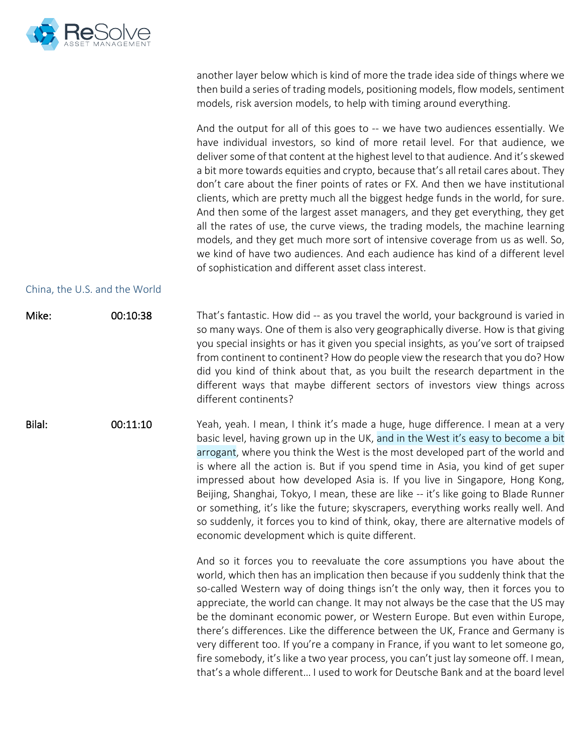another layer below which is kind of more the trade idea side of things where we then build a series of trading models, positioning models, flow models, sentiment models, risk aversion models, to help with timing around everything.

And the output for all of this goes to -- we have two audiences essentially. We have individual investors, so kind of more retail level. For that audience, we deliver some of that content at the highest level to that audience. And it's skewed a bit more towards equities and crypto, because that's all retail cares about. They don't care about the finer points of rates or FX. And then we have institutional clients, which are pretty much all the biggest hedge funds in the world, for sure. And then some of the largest asset managers, and they get everything, they get all the rates of use, the curve views, the trading models, the machine learning models, and they get much more sort of intensive coverage from us as well. So, we kind of have two audiences. And each audience has kind of a different level of sophistication and different asset class interest.

## China, the U.S. and the World

**Mike:** 00:10:38

That's fantastic. How did -- as you travel the world, your background is varied in so many ways. One of them is also very geographically diverse. How is that giving you special insights or has it given you special insights, as you've sort of traipsed from continent to continent? How do people view the research that you do? How did you kind of think about that, as you built the research department in the different ways that maybe different sectors of investors view things across different continents?

**Bilal:** 00:11:10

Yeah, yeah. I mean, I think it's made a huge, huge difference. I mean at a very basic level, having grown up in the UK, and in the West it's easy to become a bit arrogant, where you think the West is the most developed part of the world and is where all the action is. But if you spend time in Asia, you kind of get super impressed about how developed Asia is. If you live in Singapore, Hong Kong, Beijing, Shanghai, Tokyo, I mean, these are like -- it's like going to Blade Runner or something, it's like the future; skyscrapers, everything works really well. And so suddenly, it forces you to kind of think, okay, there are alternative models of economic development which is quite different.

And so it forces you to reevaluate the core assumptions you have about the world, which then has an implication then because if you suddenly think that the so-called Western way of doing things isn't the only way, then it forces you to appreciate, the world can change. It may not always be the case that the US may be the dominant economic power, or Western Europe. But even within Europe, there's differences. Like the difference between the UK, France and Germany is very different too. If you're a company in France, if you want to let someone go, fire somebody, it's like a two year process, you can't just lay someone off. I mean, that's a whole different… I used to work for Deutsche Bank and at the board level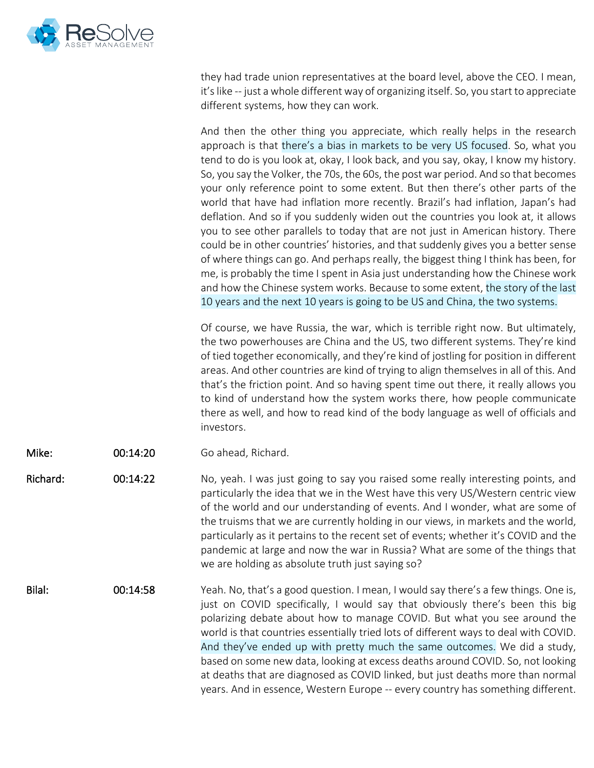they had trade union representatives at the board level, above the CEO. I mean, it's like -- just a whole different way of organizing itself. So, you start to appreciate different systems, how they can work.

And then the other thing you appreciate, which really helps in the research approach is that there's a bias in markets to be very US focused. So, what you tend to do is you look at, okay, I look back, and you say, okay, I know my history. So, you say the Volker, the 70s, the 60s, the post war period. And so that becomes your only reference point to some extent. But then there's other parts of the world that have had inflation more recently. Brazil's had inflation, Japan's had deflation. And so if you suddenly widen out the countries you look at, it allows you to see other parallels to today that are not just in American history. There could be in other countries' histories, and that suddenly gives you a better sense of where things can go. And perhaps really, the biggest thing I think has been, for me, is probably the time I spent in Asia just understanding how the Chinese work and how the Chinese system works. Because to some extent, the story of the last 10 years and the next 10 years is going to be US and China, the two systems.

Of course, we have Russia, the war, which is terrible right now. But ultimately, the two powerhouses are China and the US, two different systems. They're kind of tied together economically, and they're kind of jostling for position in different areas. And other countries are kind of trying to align themselves in all of this. And that's the friction point. And so having spent time out there, it really allows you to kind of understand how the system works there, how people communicate there as well, and how to read kind of the body language as well of officials and investors.

**Mike:** 00:14:20 Go ahead, Richard.

**Richard:** 00:14:22 No, yeah. I was just going to say you raised some really interesting points, and particularly the idea that we in the West have this very US/Western centric view of the world and our understanding of events. And I wonder, what are some of the truisms that we are currently holding in our views, in markets and the world, particularly as it pertains to the recent set of events; whether it's COVID and the pandemic at large and now the war in Russia? What are some of the things that we are holding as absolute truth just saying so?

**Bilal:** 00:14:58 Yeah. No, that's a good question. I mean, I would say there's a few things. One is, just on COVID specifically, I would say that obviously there's been this big polarizing debate about how to manage COVID. But what you see around the world is that countries essentially tried lots of different ways to deal with COVID. And they've ended up with pretty much the same outcomes. We did a study, based on some new data, looking at excess deaths around COVID. So, not looking at deaths that are diagnosed as COVID linked, but just deaths more than normal years. And in essence, Western Europe -- every country has something different.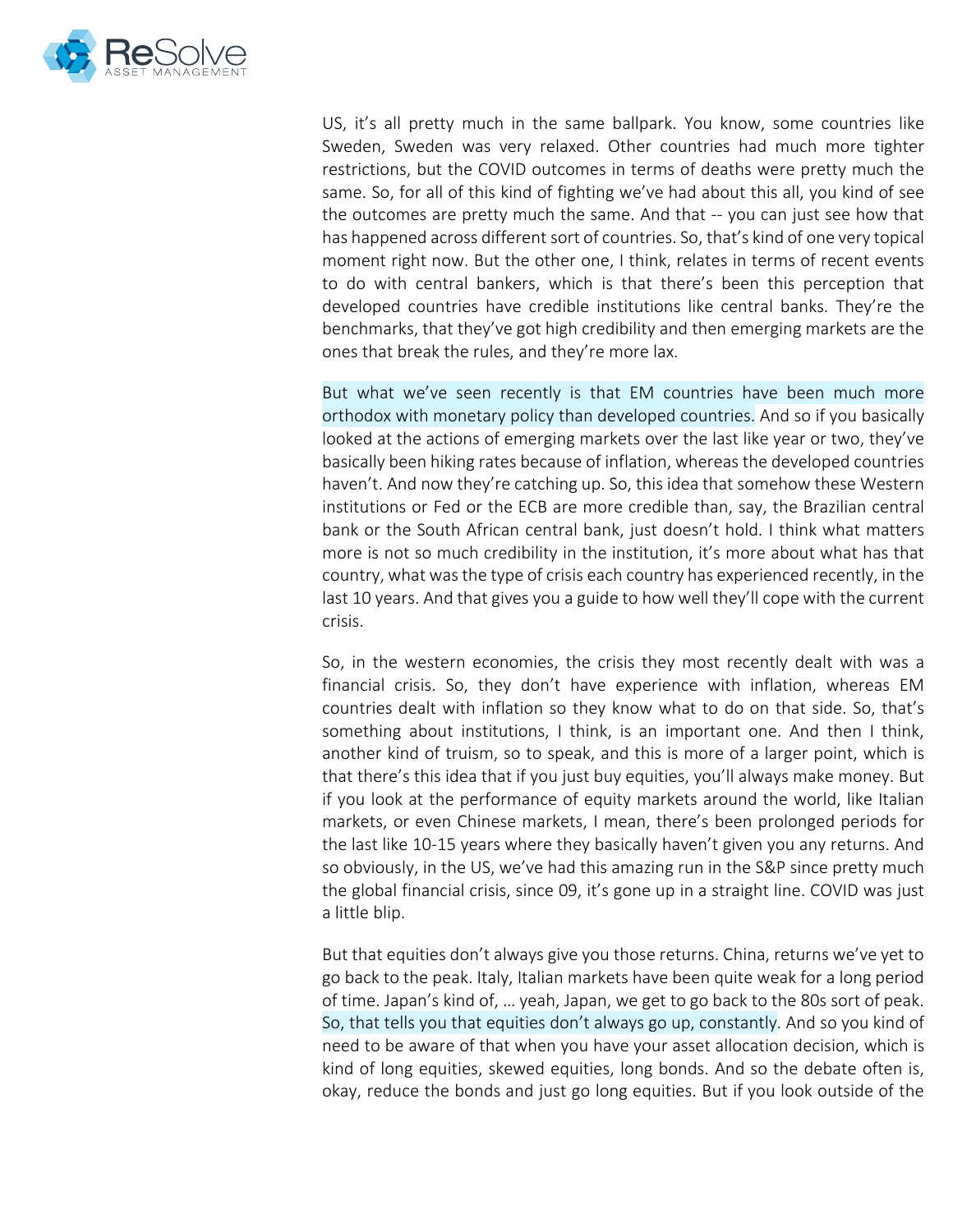US, it's all pretty much in the same ballpark. You know, some countries like Sweden, Sweden was very relaxed. Other countries had much more tighter restrictions, but the COVID outcomes in terms of deaths were pretty much the same. So, for all of this kind of fighting we've had about this all, you kind of see the outcomes are pretty much the same. And that -- you can just see how that has happened across different sort of countries. So, that's kind of one very topical moment right now. But the other one, I think, relates in terms of recent events to do with central bankers, which is that there's been this perception that developed countries have credible institutions like central banks. They're the benchmarks, that they've got high credibility and then emerging markets are the ones that break the rules, and they're more lax.

But what we've seen recently is that EM countries have been much more orthodox with monetary policy than developed countries. And so if you basically looked at the actions of emerging markets over the last like year or two, they've basically been hiking rates because of inflation, whereas the developed countries haven't. And now they're catching up. So, this idea that somehow these Western institutions or Fed or the ECB are more credible than, say, the Brazilian central bank or the South African central bank, just doesn't hold. I think what matters more is not so much credibility in the institution, it's more about what has that country, what was the type of crisis each country has experienced recently, in the last 10 years. And that gives you a guide to how well they'll cope with the current crisis.

So, in the western economies, the crisis they most recently dealt with was a financial crisis. So, they don't have experience with inflation, whereas EM countries dealt with inflation so they know what to do on that side. So, that's something about institutions, I think, is an important one. And then I think, another kind of truism, so to speak, and this is more of a larger point, which is that there's this idea that if you just buy equities, you'll always make money. But if you look at the performance of equity markets around the world, like Italian markets, or even Chinese markets, I mean, there's been prolonged periods for the last like 10-15 years where they basically haven't given you any returns. And so obviously, in the US, we've had this amazing run in the S&P since pretty much the global financial crisis, since 09, it's gone up in a straight line. COVID was just a little blip.

But that equities don't always give you those returns. China, returns we've yet to go back to the peak. Italy, Italian markets have been quite weak for a long period of time. Japan's kind of, … yeah, Japan, we get to go back to the 80s sort of peak. So, that tells you that equities don't always go up, constantly. And so you kind of need to be aware of that when you have your asset allocation decision, which is kind of long equities, skewed equities, long bonds. And so the debate often is, okay, reduce the bonds and just go long equities. But if you look outside of the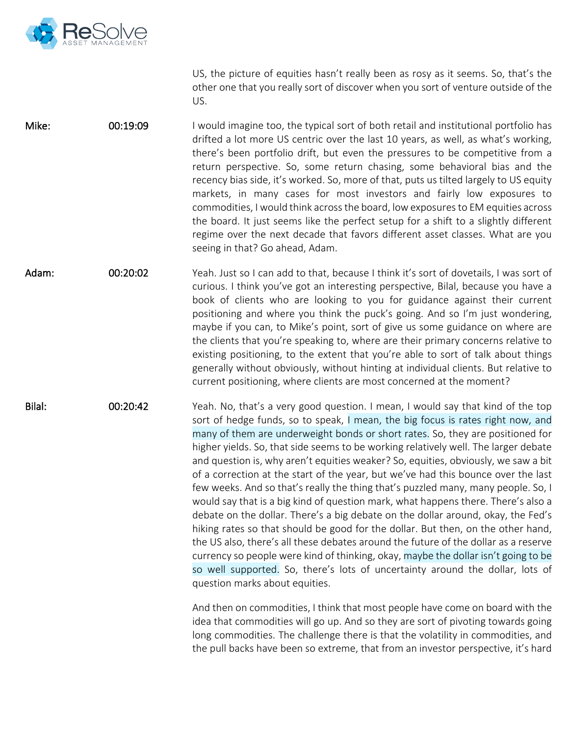US, the picture of equities hasn't really been as rosy as it seems. So, that's the other one that you really sort of discover when you sort of venture outside of the US.

**Mike:** 00:19:09

I would imagine too, the typical sort of both retail and institutional portfolio has drifted a lot more US centric over the last 10 years, as well, as what's working, there's been portfolio drift, but even the pressures to be competitive from a return perspective. So, some return chasing, some behavioral bias and the recency bias side, it's worked. So, more of that, puts us tilted largely to US equity markets, in many cases for most investors and fairly low exposures to commodities, I would think across the board, low exposures to EM equities across the board. It just seems like the perfect setup for a shift to a slightly different regime over the next decade that favors different asset classes. What are you seeing in that? Go ahead, Adam.

**Adam:** 00:20:02

Yeah. Just so I can add to that, because I think it's sort of dovetails, I was sort of curious. I think you've got an interesting perspective, Bilal, because you have a book of clients who are looking to you for guidance against their current positioning and where you think the puck's going. And so I'm just wondering, maybe if you can, to Mike's point, sort of give us some guidance on where are the clients that you're speaking to, where are their primary concerns relative to existing positioning, to the extent that you're able to sort of talk about things generally without obviously, without hinting at individual clients. But relative to current positioning, where clients are most concerned at the moment?

**Bilal:** 00:20:42

Yeah. No, that's a very good question. I mean, I would say that kind of the top sort of hedge funds, so to speak, I mean, the big focus is rates right now, and many of them are underweight bonds or short rates. So, they are positioned for higher yields. So, that side seems to be working relatively well. The larger debate and question is, why aren't equities weaker? So, equities, obviously, we saw a bit of a correction at the start of the year, but we've had this bounce over the last few weeks. And so that's really the thing that's puzzled many, many people. So, I would say that is a big kind of question mark, what happens there. There's also a debate on the dollar. There's a big debate on the dollar around, okay, the Fed's hiking rates so that should be good for the dollar. But then, on the other hand, the US also, there's all these debates around the future of the dollar as a reserve currency so people were kind of thinking, okay, maybe the dollar isn't going to be so well supported. So, there's lots of uncertainty around the dollar, lots of question marks about equities.

And then on commodities, I think that most people have come on board with the idea that commodities will go up. And so they are sort of pivoting towards going long commodities. The challenge there is that the volatility in commodities, and the pull backs have been so extreme, that from an investor perspective, it's hard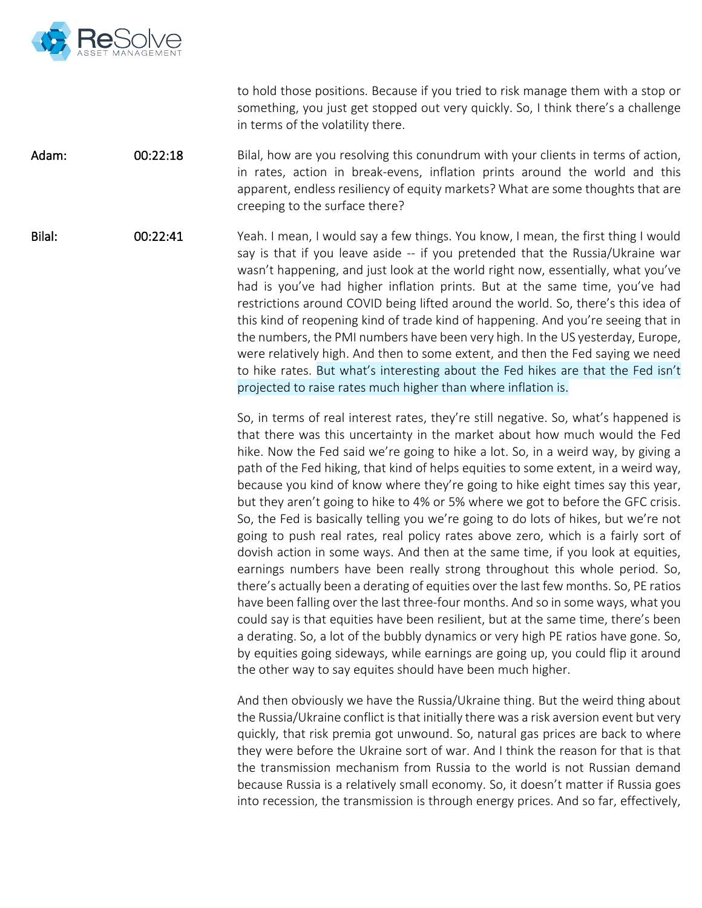to hold those positions. Because if you tried to risk manage them with a stop or something, you just get stopped out very quickly. So, I think there's a challenge in terms of the volatility there.

**Adam:** 00:22:18 Bilal, how are you resolving this conundrum with your clients in terms of action, in rates, action in break-evens, inflation prints around the world and this apparent, endless resiliency of equity markets? What are some thoughts that are creeping to the surface there?

**Bilal:** 00:22:41 Yeah. I mean, I would say a few things. You know, I mean, the first thing I would say is that if you leave aside -- if you pretended that the Russia/Ukraine war wasn't happening, and just look at the world right now, essentially, what you've had is you've had higher inflation prints. But at the same time, you've had restrictions around COVID being lifted around the world. So, there's this idea of this kind of reopening kind of trade kind of happening. And you're seeing that in the numbers, the PMI numbers have been very high. In the US yesterday, Europe, were relatively high. And then to some extent, and then the Fed saying we need to hike rates. But what's interesting about the Fed hikes are that the Fed isn't projected to raise rates much higher than where inflation is.

So, in terms of real interest rates, they're still negative. So, what's happened is that there was this uncertainty in the market about how much would the Fed hike. Now the Fed said we're going to hike a lot. So, in a weird way, by giving a path of the Fed hiking, that kind of helps equities to some extent, in a weird way, because you kind of know where they're going to hike eight times say this year, but they aren't going to hike to 4% or 5% where we got to before the GFC crisis. So, the Fed is basically telling you we're going to do lots of hikes, but we're not going to push real rates, real policy rates above zero, which is a fairly sort of dovish action in some ways. And then at the same time, if you look at equities, earnings numbers have been really strong throughout this whole period. So, there's actually been a derating of equities over the last few months. So, PE ratios have been falling over the last three-four months. And so in some ways, what you could say is that equities have been resilient, but at the same time, there's been a derating. So, a lot of the bubbly dynamics or very high PE ratios have gone. So, by equities going sideways, while earnings are going up, you could flip it around the other way to say equites should have been much higher.

And then obviously we have the Russia/Ukraine thing. But the weird thing about the Russia/Ukraine conflict is that initially there was a risk aversion event but very quickly, that risk premia got unwound. So, natural gas prices are back to where they were before the Ukraine sort of war. And I think the reason for that is that the transmission mechanism from Russia to the world is not Russian demand because Russia is a relatively small economy. So, it doesn't matter if Russia goes into recession, the transmission is through energy prices. And so far, effectively,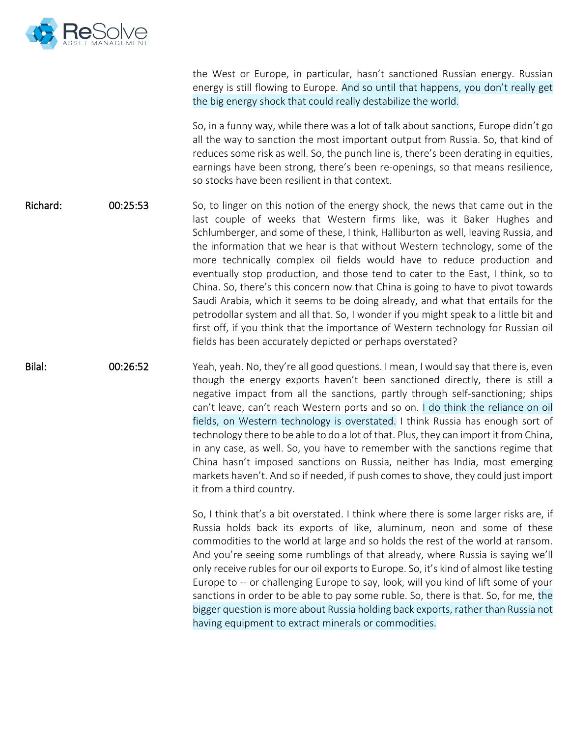the West or Europe, in particular, hasn't sanctioned Russian energy. Russian energy is still flowing to Europe. And so until that happens, you don't really get the big energy shock that could really destabilize the world.

So, in a funny way, while there was a lot of talk about sanctions, Europe didn't go all the way to sanction the most important output from Russia. So, that kind of reduces some risk as well. So, the punch line is, there's been derating in equities, earnings have been strong, there's been re-openings, so that means resilience, so stocks have been resilient in that context.

**Richard:** 00:25:53 So, to linger on this notion of the energy shock, the news that came out in the last couple of weeks that Western firms like, was it Baker Hughes and Schlumberger, and some of these, I think, Halliburton as well, leaving Russia, and the information that we hear is that without Western technology, some of the more technically complex oil fields would have to reduce production and eventually stop production, and those tend to cater to the East, I think, so to China. So, there's this concern now that China is going to have to pivot towards Saudi Arabia, which it seems to be doing already, and what that entails for the petrodollar system and all that. So, I wonder if you might speak to a little bit and first off, if you think that the importance of Western technology for Russian oil fields has been accurately depicted or perhaps overstated?

**Bilal:** 00:26:52 Yeah, yeah. No, they're all good questions. I mean, I would say that there is, even though the energy exports haven't been sanctioned directly, there is still a negative impact from all the sanctions, partly through self-sanctioning; ships can't leave, can't reach Western ports and so on. I do think the reliance on oil fields, on Western technology is overstated. I think Russia has enough sort of technology there to be able to do a lot of that. Plus, they can import it from China, in any case, as well. So, you have to remember with the sanctions regime that China hasn't imposed sanctions on Russia, neither has India, most emerging markets haven't. And so if needed, if push comes to shove, they could just import it from a third country.

So, I think that's a bit overstated. I think where there is some larger risks are, if Russia holds back its exports of like, aluminum, neon and some of these commodities to the world at large and so holds the rest of the world at ransom. And you're seeing some rumblings of that already, where Russia is saying we'll only receive rubles for our oil exports to Europe. So, it's kind of almost like testing Europe to -- or challenging Europe to say, look, will you kind of lift some of your sanctions in order to be able to pay some ruble. So, there is that. So, for me, the bigger question is more about Russia holding back exports, rather than Russia not having equipment to extract minerals or commodities.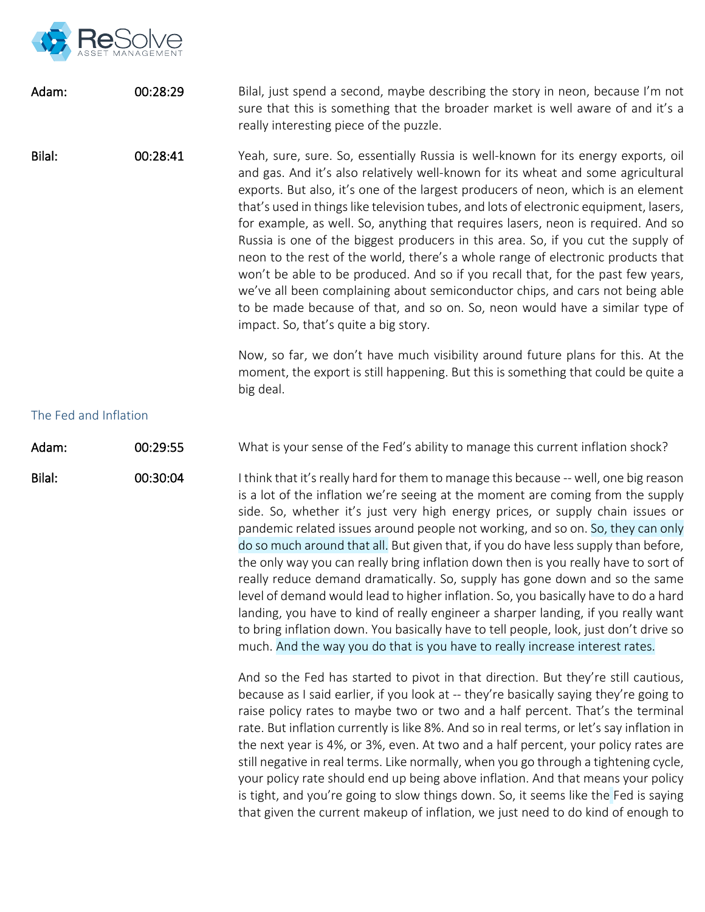**Adam:** 00:28:29

Bilal, just spend a second, maybe describing the story in neon, because I'm not sure that this is something that the broader market is well aware of and it's a really interesting piece of the puzzle.

**Bilal:** 00:28:41

Yeah, sure, sure. So, essentially Russia is well-known for its energy exports, oil and gas. And it's also relatively well-known for its wheat and some agricultural exports. But also, it's one of the largest producers of neon, which is an element that's used in things like television tubes, and lots of electronic equipment, lasers, for example, as well. So, anything that requires lasers, neon is required. And so Russia is one of the biggest producers in this area. So, if you cut the supply of neon to the rest of the world, there's a whole range of electronic products that won't be able to be produced. And so if you recall that, for the past few years, we've all been complaining about semiconductor chips, and cars not being able to be made because of that, and so on. So, neon would have a similar type of impact. So, that's quite a big story.

Now, so far, we don't have much visibility around future plans for this. At the moment, the export is still happening. But this is something that could be quite a big deal.

## The Fed and Inflation

**Adam:** 00:29:55

What is your sense of the Fed's ability to manage this current inflation shock?

**Bilal:** 00:30:04

I think that it's really hard for them to manage this because -- well, one big reason is a lot of the inflation we're seeing at the moment are coming from the supply side. So, whether it's just very high energy prices, or supply chain issues or pandemic related issues around people not working, and so on. So, they can only do so much around that all. But given that, if you do have less supply than before, the only way you can really bring inflation down then is you really have to sort of really reduce demand dramatically. So, supply has gone down and so the same level of demand would lead to higher inflation. So, you basically have to do a hard landing, you have to kind of really engineer a sharper landing, if you really want to bring inflation down. You basically have to tell people, look, just don't drive so much. And the way you do that is you have to really increase interest rates.

And so the Fed has started to pivot in that direction. But they're still cautious, because as I said earlier, if you look at -- they're basically saying they're going to raise policy rates to maybe two or two and a half percent. That's the terminal rate. But inflation currently is like 8%. And so in real terms, or let's say inflation in the next year is 4%, or 3%, even. At two and a half percent, your policy rates are still negative in real terms. Like normally, when you go through a tightening cycle, your policy rate should end up being above inflation. And that means your policy is tight, and you're going to slow things down. So, it seems like the Fed is saying that given the current makeup of inflation, we just need to do kind of enough to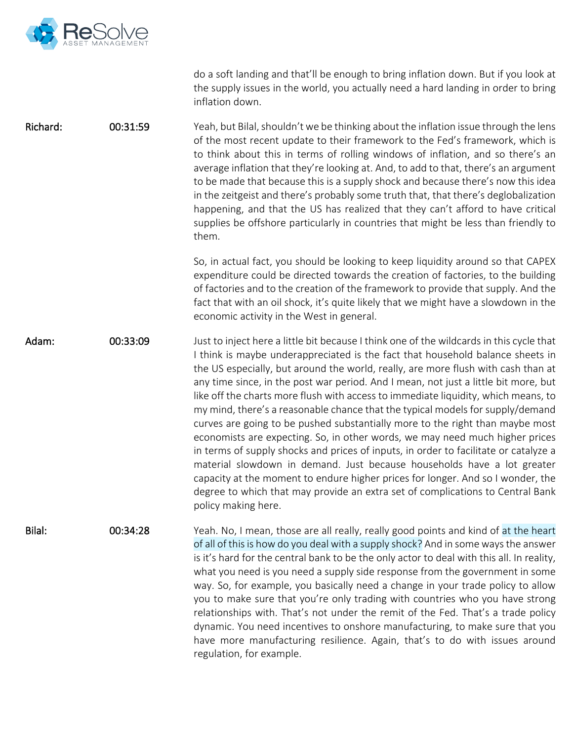do a soft landing and that'll be enough to bring inflation down. But if you look at the supply issues in the world, you actually need a hard landing in order to bring inflation down.

**Richard:** 00:31:59 Yeah, but Bilal, shouldn't we be thinking about the inflation issue through the lens of the most recent update to their framework to the Fed's framework, which is to think about this in terms of rolling windows of inflation, and so there's an average inflation that they're looking at. And, to add to that, there's an argument to be made that because this is a supply shock and because there's now this idea in the zeitgeist and there's probably some truth that, that there's deglobalization happening, and that the US has realized that they can't afford to have critical supplies be offshore particularly in countries that might be less than friendly to them.

So, in actual fact, you should be looking to keep liquidity around so that CAPEX expenditure could be directed towards the creation of factories, to the building of factories and to the creation of the framework to provide that supply. And the fact that with an oil shock, it's quite likely that we might have a slowdown in the economic activity in the West in general.

**Adam:** 00:33:09 Just to inject here a little bit because I think one of the wildcards in this cycle that I think is maybe underappreciated is the fact that household balance sheets in the US especially, but around the world, really, are more flush with cash than at any time since, in the post war period. And I mean, not just a little bit more, but like off the charts more flush with access to immediate liquidity, which means, to my mind, there's a reasonable chance that the typical models for supply/demand curves are going to be pushed substantially more to the right than maybe most economists are expecting. So, in other words, we may need much higher prices in terms of supply shocks and prices of inputs, in order to facilitate or catalyze a material slowdown in demand. Just because households have a lot greater capacity at the moment to endure higher prices for longer. And so I wonder, the degree to which that may provide an extra set of complications to Central Bank policy making here.

**Bilal:** 00:34:28 Yeah. No, I mean, those are all really, really good points and kind of at the heart of all of this is how do you deal with a supply shock? And in some ways the answer is it's hard for the central bank to be the only actor to deal with this all. In reality, what you need is you need a supply side response from the government in some way. So, for example, you basically need a change in your trade policy to allow you to make sure that you're only trading with countries who you have strong relationships with. That's not under the remit of the Fed. That's a trade policy dynamic. You need incentives to onshore manufacturing, to make sure that you have more manufacturing resilience. Again, that's to do with issues around regulation, for example.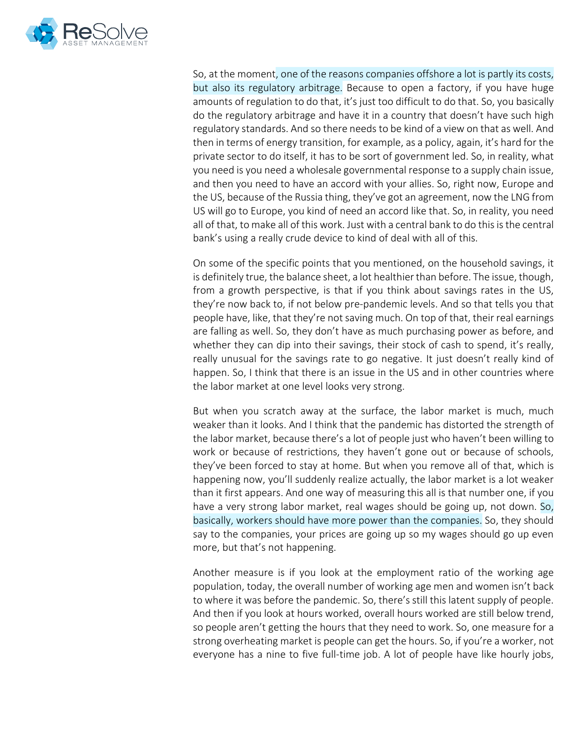So, at the moment, one of the reasons companies offshore a lot is partly its costs, but also its regulatory arbitrage. Because to open a factory, if you have huge amounts of regulation to do that, it's just too difficult to do that. So, you basically do the regulatory arbitrage and have it in a country that doesn't have such high regulatory standards. And so there needs to be kind of a view on that as well. And then in terms of energy transition, for example, as a policy, again, it's hard for the private sector to do itself, it has to be sort of government led. So, in reality, what you need is you need a wholesale governmental response to a supply chain issue, and then you need to have an accord with your allies. So, right now, Europe and the US, because of the Russia thing, they've got an agreement, now the LNG from US will go to Europe, you kind of need an accord like that. So, in reality, you need all of that, to make all of this work. Just with a central bank to do this is the central bank's using a really crude device to kind of deal with all of this.

On some of the specific points that you mentioned, on the household savings, it is definitely true, the balance sheet, a lot healthier than before. The issue, though, from a growth perspective, is that if you think about savings rates in the US, they're now back to, if not below pre-pandemic levels. And so that tells you that people have, like, that they're not saving much. On top of that, their real earnings are falling as well. So, they don't have as much purchasing power as before, and whether they can dip into their savings, their stock of cash to spend, it's really, really unusual for the savings rate to go negative. It just doesn't really kind of happen. So, I think that there is an issue in the US and in other countries where the labor market at one level looks very strong.

But when you scratch away at the surface, the labor market is much, much weaker than it looks. And I think that the pandemic has distorted the strength of the labor market, because there's a lot of people just who haven't been willing to work or because of restrictions, they haven't gone out or because of schools, they've been forced to stay at home. But when you remove all of that, which is happening now, you'll suddenly realize actually, the labor market is a lot weaker than it first appears. And one way of measuring this all is that number one, if you have a very strong labor market, real wages should be going up, not down. So, basically, workers should have more power than the companies. So, they should say to the companies, your prices are going up so my wages should go up even more, but that's not happening.

Another measure is if you look at the employment ratio of the working age population, today, the overall number of working age men and women isn't back to where it was before the pandemic. So, there's still this latent supply of people. And then if you look at hours worked, overall hours worked are still below trend, so people aren't getting the hours that they need to work. So, one measure for a strong overheating market is people can get the hours. So, if you're a worker, not everyone has a nine to five full-time job. A lot of people have like hourly jobs,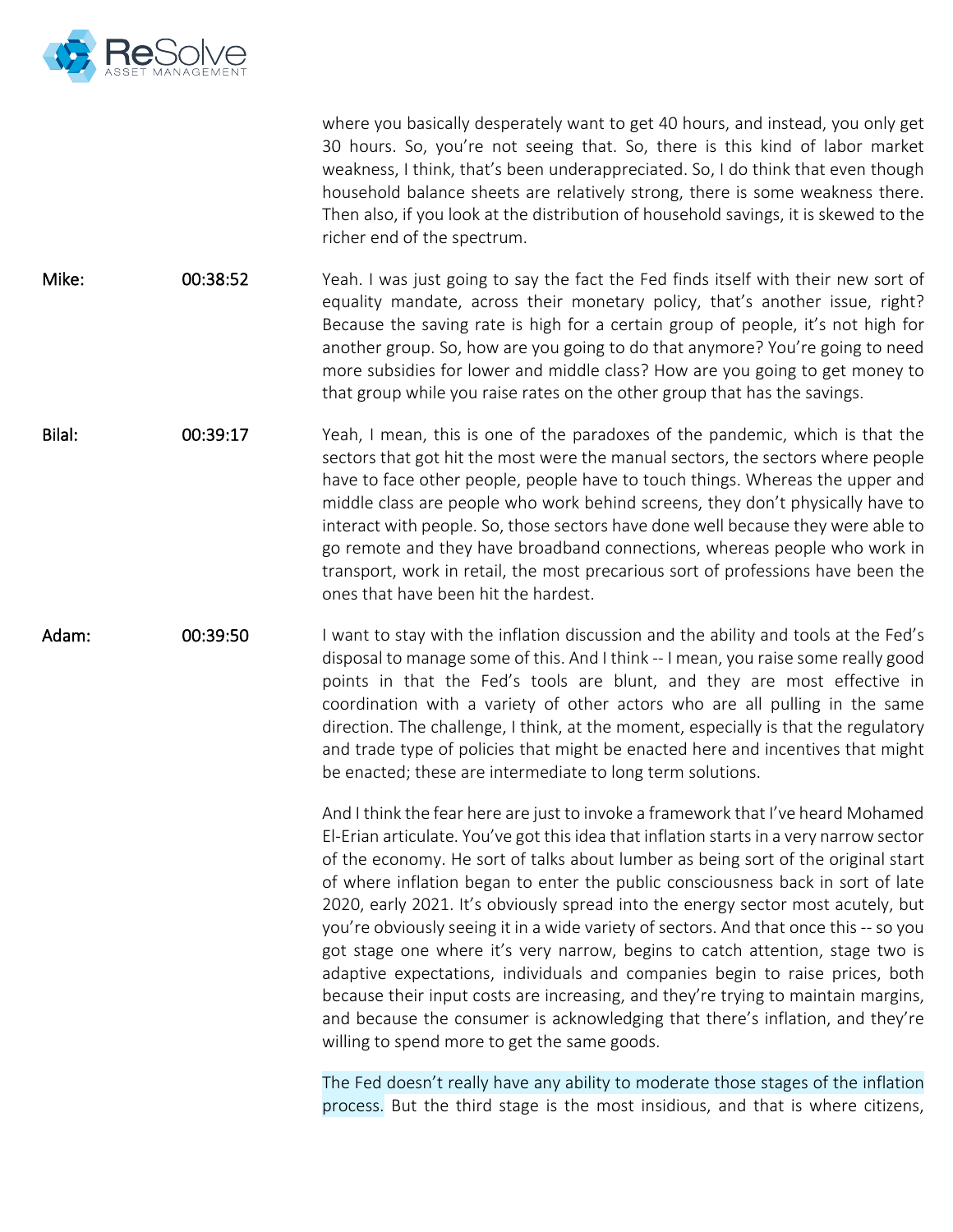where you basically desperately want to get 40 hours, and instead, you only get 30 hours. So, you're not seeing that. So, there is this kind of labor market weakness, I think, that's been underappreciated. So, I do think that even though household balance sheets are relatively strong, there is some weakness there. Then also, if you look at the distribution of household savings, it is skewed to the richer end of the spectrum.

**Mike:** 00:38:52 Yeah. I was just going to say the fact the Fed finds itself with their new sort of equality mandate, across their monetary policy, that's another issue, right? Because the saving rate is high for a certain group of people, it's not high for another group. So, how are you going to do that anymore? You're going to need more subsidies for lower and middle class? How are you going to get money to that group while you raise rates on the other group that has the savings.

**Bilal:** 00:39:17 Yeah, I mean, this is one of the paradoxes of the pandemic, which is that the sectors that got hit the most were the manual sectors, the sectors where people have to face other people, people have to touch things. Whereas the upper and middle class are people who work behind screens, they don't physically have to interact with people. So, those sectors have done well because they were able to go remote and they have broadband connections, whereas people who work in transport, work in retail, the most precarious sort of professions have been the ones that have been hit the hardest.

**Adam:** 00:39:50 I want to stay with the inflation discussion and the ability and tools at the Fed's disposal to manage some of this. And I think -- I mean, you raise some really good points in that the Fed's tools are blunt, and they are most effective in coordination with a variety of other actors who are all pulling in the same direction. The challenge, I think, at the moment, especially is that the regulatory and trade type of policies that might be enacted here and incentives that might be enacted; these are intermediate to long term solutions.

And I think the fear here are just to invoke a framework that I've heard Mohamed El-Erian articulate. You've got this idea that inflation starts in a very narrow sector of the economy. He sort of talks about lumber as being sort of the original start of where inflation began to enter the public consciousness back in sort of late 2020, early 2021. It's obviously spread into the energy sector most acutely, but you're obviously seeing it in a wide variety of sectors. And that once this -- so you got stage one where it's very narrow, begins to catch attention, stage two is adaptive expectations, individuals and companies begin to raise prices, both because their input costs are increasing, and they're trying to maintain margins, and because the consumer is acknowledging that there's inflation, and they're willing to spend more to get the same goods.

The Fed doesn't really have any ability to moderate those stages of the inflation process. But the third stage is the most insidious, and that is where citizens,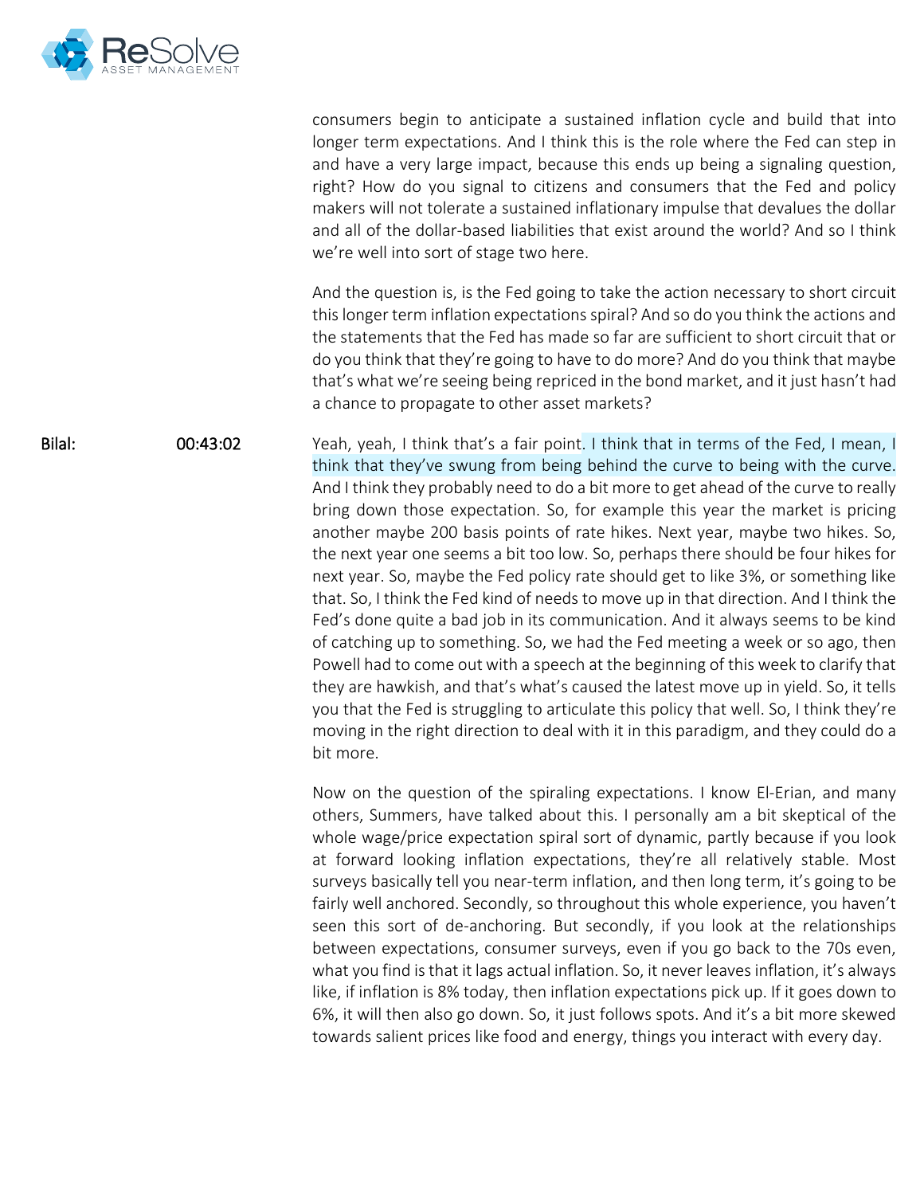consumers begin to anticipate a sustained inflation cycle and build that into longer term expectations. And I think this is the role where the Fed can step in and have a very large impact, because this ends up being a signaling question, right? How do you signal to citizens and consumers that the Fed and policy makers will not tolerate a sustained inflationary impulse that devalues the dollar and all of the dollar-based liabilities that exist around the world? And so I think we're well into sort of stage two here.

And the question is, is the Fed going to take the action necessary to short circuit this longer term inflation expectations spiral? And so do you think the actions and the statements that the Fed has made so far are sufficient to short circuit that or do you think that they're going to have to do more? And do you think that maybe that's what we're seeing being repriced in the bond market, and it just hasn't had a chance to propagate to other asset markets?

**Bilal:** 00:43:02

Yeah, yeah, I think that's a fair point. I think that in terms of the Fed, I mean, I think that they've swung from being behind the curve to being with the curve. And I think they probably need to do a bit more to get ahead of the curve to really bring down those expectation. So, for example this year the market is pricing another maybe 200 basis points of rate hikes. Next year, maybe two hikes. So, the next year one seems a bit too low. So, perhaps there should be four hikes for next year. So, maybe the Fed policy rate should get to like 3%, or something like that. So, I think the Fed kind of needs to move up in that direction. And I think the Fed's done quite a bad job in its communication. And it always seems to be kind of catching up to something. So, we had the Fed meeting a week or so ago, then Powell had to come out with a speech at the beginning of this week to clarify that they are hawkish, and that's what's caused the latest move up in yield. So, it tells you that the Fed is struggling to articulate this policy that well. So, I think they're moving in the right direction to deal with it in this paradigm, and they could do a bit more.

Now on the question of the spiraling expectations. I know El-Erian, and many others, Summers, have talked about this. I personally am a bit skeptical of the whole wage/price expectation spiral sort of dynamic, partly because if you look at forward looking inflation expectations, they're all relatively stable. Most surveys basically tell you near-term inflation, and then long term, it's going to be fairly well anchored. Secondly, so throughout this whole experience, you haven't seen this sort of de-anchoring. But secondly, if you look at the relationships between expectations, consumer surveys, even if you go back to the 70s even, what you find is that it lags actual inflation. So, it never leaves inflation, it's always like, if inflation is 8% today, then inflation expectations pick up. If it goes down to 6%, it will then also go down. So, it just follows spots. And it's a bit more skewed towards salient prices like food and energy, things you interact with every day.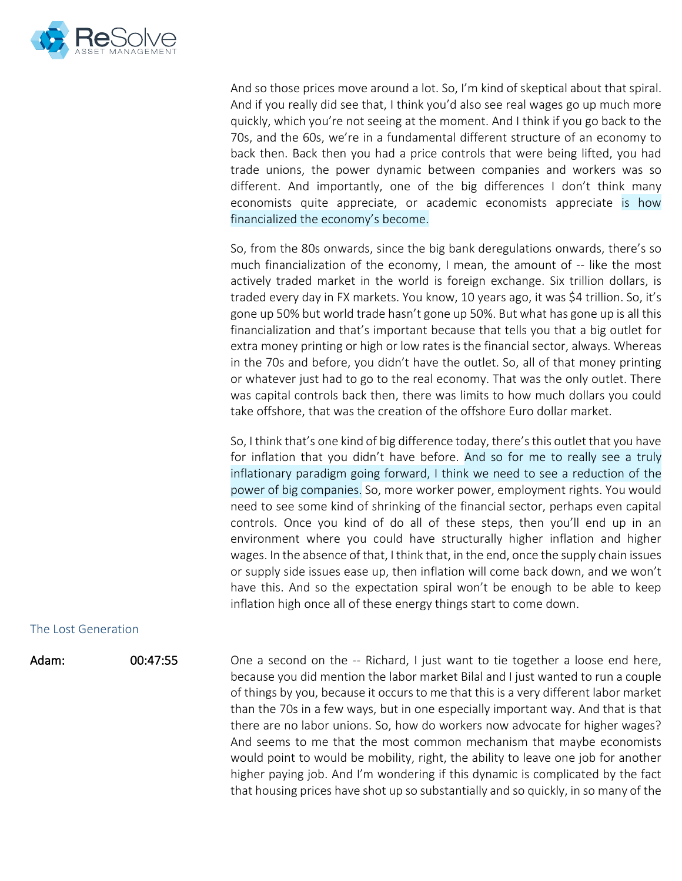And so those prices move around a lot. So, I'm kind of skeptical about that spiral. And if you really did see that, I think you'd also see real wages go up much more quickly, which you're not seeing at the moment. And I think if you go back to the 70s, and the 60s, we're in a fundamental different structure of an economy to back then. Back then you had a price controls that were being lifted, you had trade unions, the power dynamic between companies and workers was so different. And importantly, one of the big differences I don't think many economists quite appreciate, or academic economists appreciate is how financialized the economy's become.

So, from the 80s onwards, since the big bank deregulations onwards, there's so much financialization of the economy, I mean, the amount of -- like the most actively traded market in the world is foreign exchange. Six trillion dollars, is traded every day in FX markets. You know, 10 years ago, it was $4 trillion. So, it's gone up 50% but world trade hasn't gone up 50%. But what has gone up is all this financialization and that's important because that tells you that a big outlet for extra money printing or high or low rates is the financial sector, always. Whereas in the 70s and before, you didn't have the outlet. So, all of that money printing or whatever just had to go to the real economy. That was the only outlet. There was capital controls back then, there was limits to how much dollars you could take offshore, that was the creation of the offshore Euro dollar market.

So, I think that's one kind of big difference today, there's this outlet that you have for inflation that you didn't have before. And so for me to really see a truly inflationary paradigm going forward, I think we need to see a reduction of the power of big companies. So, more worker power, employment rights. You would need to see some kind of shrinking of the financial sector, perhaps even capital controls. Once you kind of do all of these steps, then you'll end up in an environment where you could have structurally higher inflation and higher wages. In the absence of that, I think that, in the end, once the supply chain issues or supply side issues ease up, then inflation will come back down, and we won't have this. And so the expectation spiral won't be enough to be able to keep inflation high once all of these energy things start to come down.

## The Lost Generation

**Adam:** 00:47:55 One a second on the -- Richard, I just want to tie together a loose end here, because you did mention the labor market Bilal and I just wanted to run a couple of things by you, because it occurs to me that this is a very different labor market than the 70s in a few ways, but in one especially important way. And that is that there are no labor unions. So, how do workers now advocate for higher wages? And seems to me that the most common mechanism that maybe economists would point to would be mobility, right, the ability to leave one job for another higher paying job. And I'm wondering if this dynamic is complicated by the fact that housing prices have shot up so substantially and so quickly, in so many of the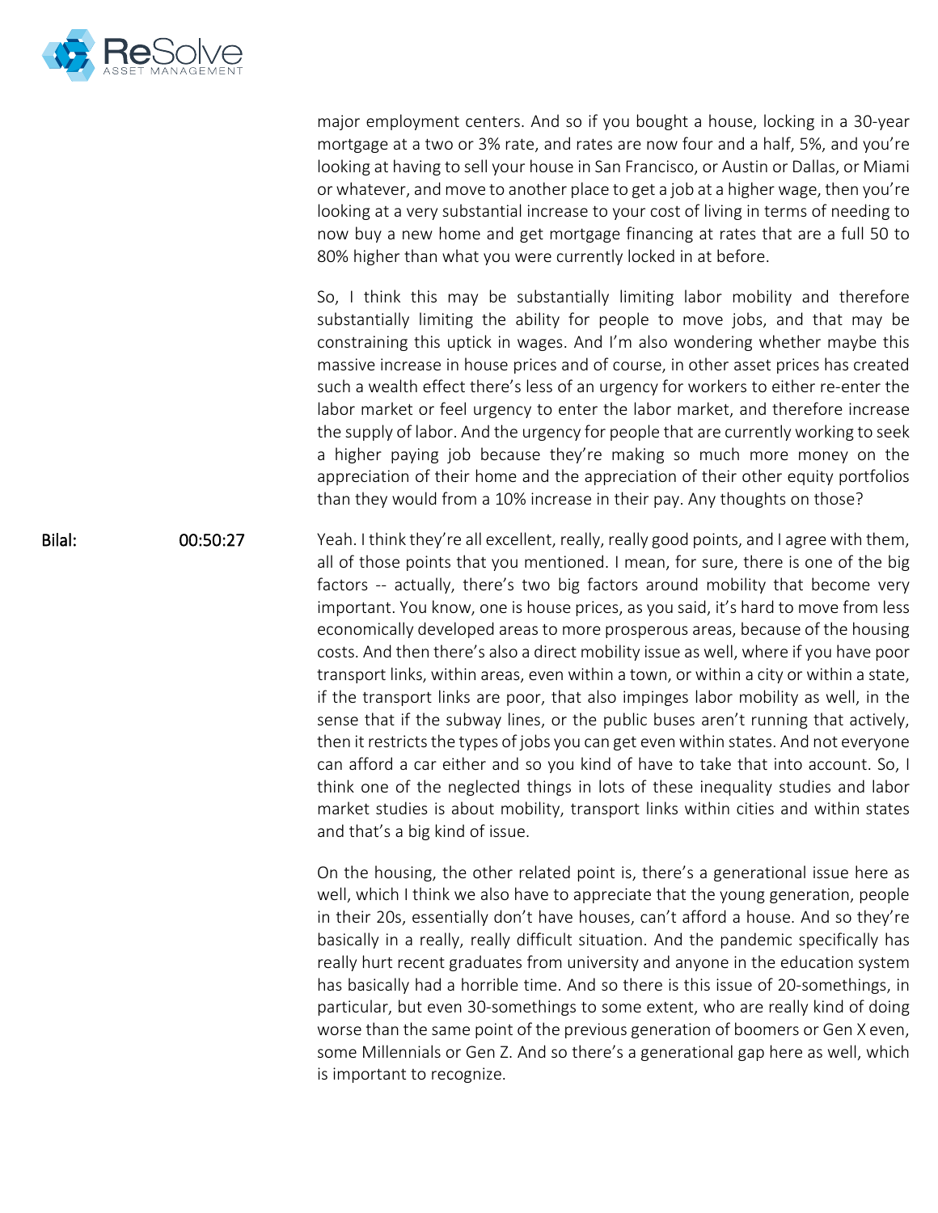major employment centers. And so if you bought a house, locking in a 30-year mortgage at a two or 3% rate, and rates are now four and a half, 5%, and you're looking at having to sell your house in San Francisco, or Austin or Dallas, or Miami or whatever, and move to another place to get a job at a higher wage, then you're looking at a very substantial increase to your cost of living in terms of needing to now buy a new home and get mortgage financing at rates that are a full 50 to 80% higher than what you were currently locked in at before.

So, I think this may be substantially limiting labor mobility and therefore substantially limiting the ability for people to move jobs, and that may be constraining this uptick in wages. And I'm also wondering whether maybe this massive increase in house prices and of course, in other asset prices has created such a wealth effect there's less of an urgency for workers to either re-enter the labor market or feel urgency to enter the labor market, and therefore increase the supply of labor. And the urgency for people that are currently working to seek a higher paying job because they're making so much more money on the appreciation of their home and the appreciation of their other equity portfolios than they would from a 10% increase in their pay. Any thoughts on those?

**Bilal:** 00:50:27

Yeah. I think they're all excellent, really, really good points, and I agree with them, all of those points that you mentioned. I mean, for sure, there is one of the big factors -- actually, there's two big factors around mobility that become very important. You know, one is house prices, as you said, it's hard to move from less economically developed areas to more prosperous areas, because of the housing costs. And then there's also a direct mobility issue as well, where if you have poor transport links, within areas, even within a town, or within a city or within a state, if the transport links are poor, that also impinges labor mobility as well, in the sense that if the subway lines, or the public buses aren't running that actively, then it restricts the types of jobs you can get even within states. And not everyone can afford a car either and so you kind of have to take that into account. So, I think one of the neglected things in lots of these inequality studies and labor market studies is about mobility, transport links within cities and within states and that's a big kind of issue.

On the housing, the other related point is, there's a generational issue here as well, which I think we also have to appreciate that the young generation, people in their 20s, essentially don't have houses, can't afford a house. And so they're basically in a really, really difficult situation. And the pandemic specifically has really hurt recent graduates from university and anyone in the education system has basically had a horrible time. And so there is this issue of 20-somethings, in particular, but even 30-somethings to some extent, who are really kind of doing worse than the same point of the previous generation of boomers or Gen X even, some Millennials or Gen Z. And so there's a generational gap here as well, which is important to recognize.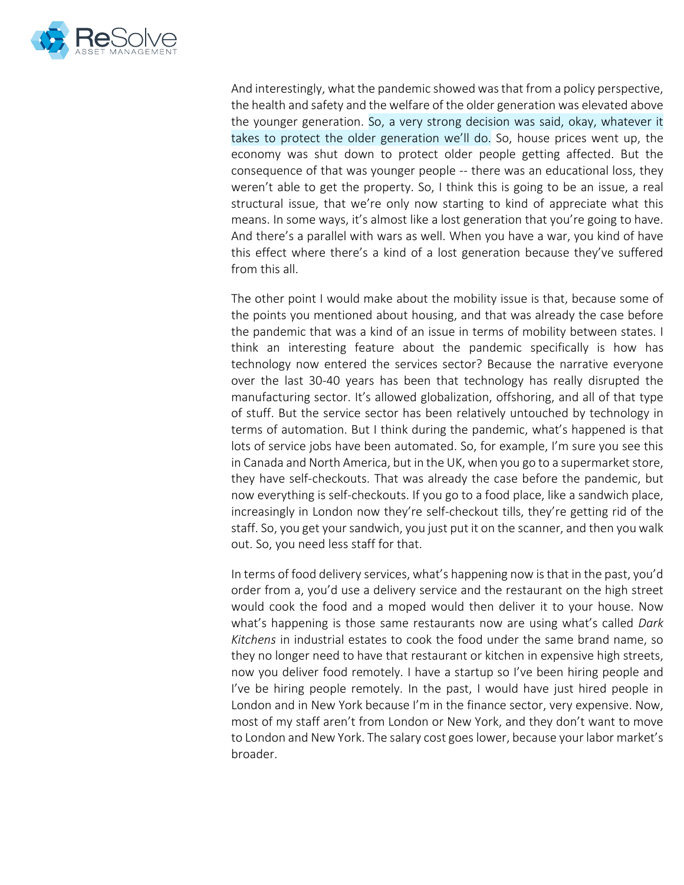And interestingly, what the pandemic showed was that from a policy perspective, the health and safety and the welfare of the older generation was elevated above the younger generation. So, a very strong decision was said, okay, whatever it takes to protect the older generation we'll do. So, house prices went up, the economy was shut down to protect older people getting affected. But the consequence of that was younger people -- there was an educational loss, they weren't able to get the property. So, I think this is going to be an issue, a real structural issue, that we're only now starting to kind of appreciate what this means. In some ways, it's almost like a lost generation that you're going to have. And there's a parallel with wars as well. When you have a war, you kind of have this effect where there's a kind of a lost generation because they've suffered from this all.

The other point I would make about the mobility issue is that, because some of the points you mentioned about housing, and that was already the case before the pandemic that was a kind of an issue in terms of mobility between states. I think an interesting feature about the pandemic specifically is how has technology now entered the services sector? Because the narrative everyone over the last 30-40 years has been that technology has really disrupted the manufacturing sector. It's allowed globalization, offshoring, and all of that type of stuff. But the service sector has been relatively untouched by technology in terms of automation. But I think during the pandemic, what's happened is that lots of service jobs have been automated. So, for example, I'm sure you see this in Canada and North America, but in the UK, when you go to a supermarket store, they have self-checkouts. That was already the case before the pandemic, but now everything is self-checkouts. If you go to a food place, like a sandwich place, increasingly in London now they're self-checkout tills, they're getting rid of the staff. So, you get your sandwich, you just put it on the scanner, and then you walk out. So, you need less staff for that.

In terms of food delivery services, what's happening now is that in the past, you'd order from a, you'd use a delivery service and the restaurant on the high street would cook the food and a moped would then deliver it to your house. Now what's happening is those same restaurants now are using what's called *Dark Kitchens* in industrial estates to cook the food under the same brand name, so they no longer need to have that restaurant or kitchen in expensive high streets, now you deliver food remotely. I have a startup so I've been hiring people and I've be hiring people remotely. In the past, I would have just hired people in London and in New York because I'm in the finance sector, very expensive. Now, most of my staff aren't from London or New York, and they don't want to move to London and New York. The salary cost goes lower, because your labor market's broader.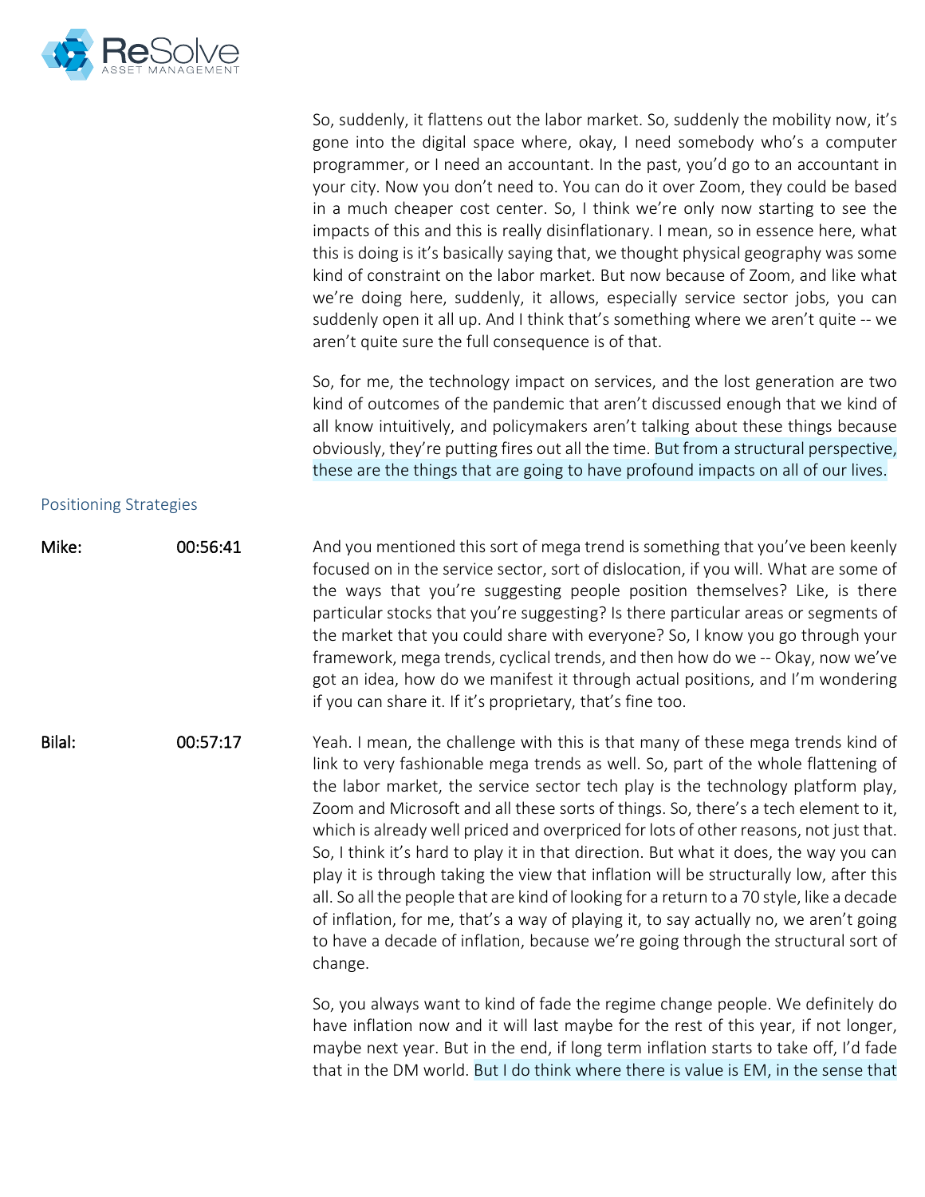So, suddenly, it flattens out the labor market. So, suddenly the mobility now, it's gone into the digital space where, okay, I need somebody who's a computer programmer, or I need an accountant. In the past, you'd go to an accountant in your city. Now you don't need to. You can do it over Zoom, they could be based in a much cheaper cost center. So, I think we're only now starting to see the impacts of this and this is really disinflationary. I mean, so in essence here, what this is doing is it's basically saying that, we thought physical geography was some kind of constraint on the labor market. But now because of Zoom, and like what we're doing here, suddenly, it allows, especially service sector jobs, you can suddenly open it all up. And I think that's something where we aren't quite -- we aren't quite sure the full consequence is of that.

So, for me, the technology impact on services, and the lost generation are two kind of outcomes of the pandemic that aren't discussed enough that we kind of all know intuitively, and policymakers aren't talking about these things because obviously, they're putting fires out all the time. But from a structural perspective, these are the things that are going to have profound impacts on all of our lives.

## Positioning Strategies

**Mike:** **00:56:41** And you mentioned this sort of mega trend is something that you've been keenly focused on in the service sector, sort of dislocation, if you will. What are some of the ways that you're suggesting people position themselves? Like, is there particular stocks that you're suggesting? Is there particular areas or segments of the market that you could share with everyone? So, I know you go through your framework, mega trends, cyclical trends, and then how do we -- Okay, now we've got an idea, how do we manifest it through actual positions, and I'm wondering if you can share it. If it's proprietary, that's fine too.

**Bilal:** **00:57:17** Yeah. I mean, the challenge with this is that many of these mega trends kind of link to very fashionable mega trends as well. So, part of the whole flattening of the labor market, the service sector tech play is the technology platform play, Zoom and Microsoft and all these sorts of things. So, there's a tech element to it, which is already well priced and overpriced for lots of other reasons, not just that. So, I think it's hard to play it in that direction. But what it does, the way you can play it is through taking the view that inflation will be structurally low, after this all. So all the people that are kind of looking for a return to a 70 style, like a decade of inflation, for me, that's a way of playing it, to say actually no, we aren't going to have a decade of inflation, because we're going through the structural sort of change.

So, you always want to kind of fade the regime change people. We definitely do have inflation now and it will last maybe for the rest of this year, if not longer, maybe next year. But in the end, if long term inflation starts to take off, I'd fade that in the DM world. But I do think where there is value is EM, in the sense that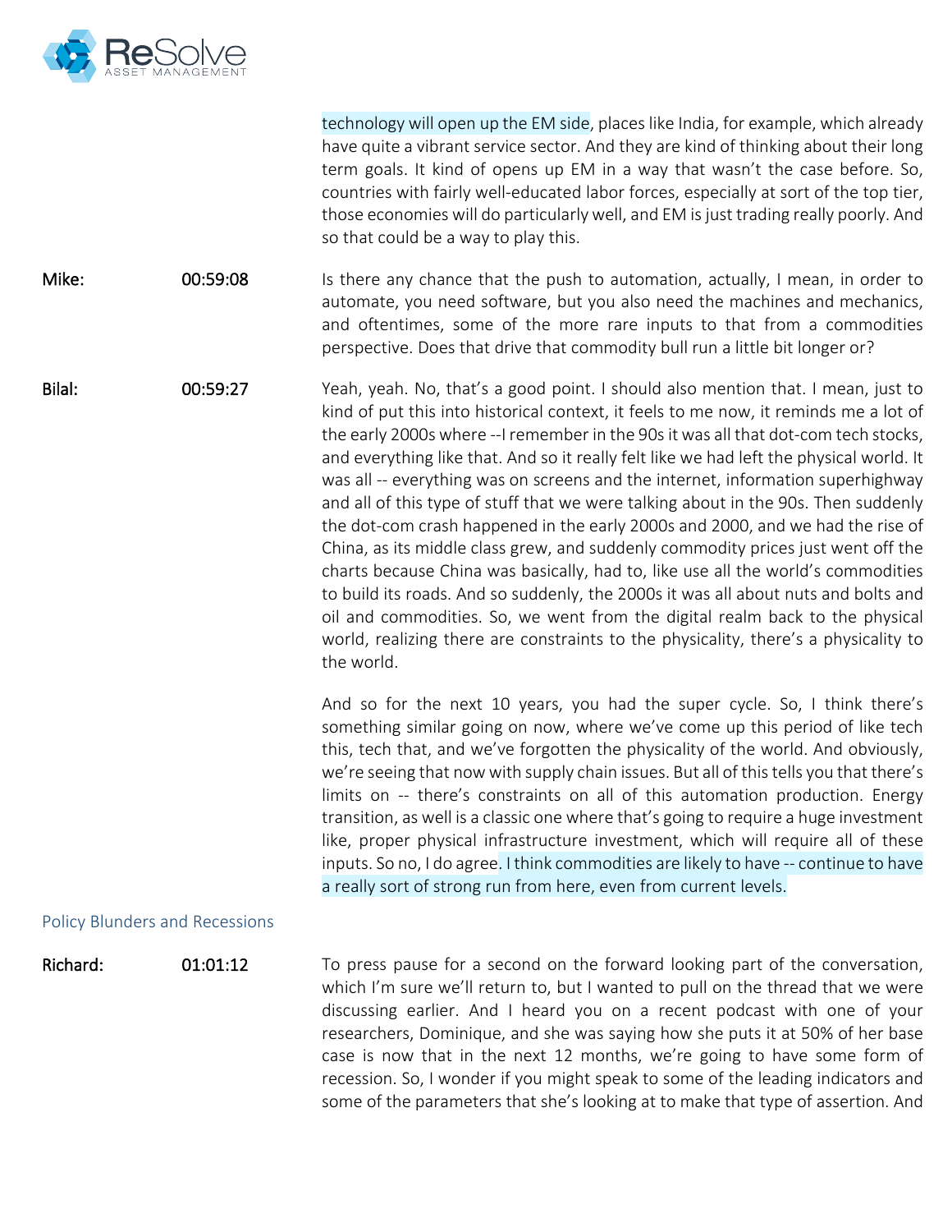technology will open up the EM side, places like India, for example, which already have quite a vibrant service sector. And they are kind of thinking about their long term goals. It kind of opens up EM in a way that wasn't the case before. So, countries with fairly well-educated labor forces, especially at sort of the top tier, those economies will do particularly well, and EM is just trading really poorly. And so that could be a way to play this.

**Mike:** 00:59:08 Is there any chance that the push to automation, actually, I mean, in order to automate, you need software, but you also need the machines and mechanics, and oftentimes, some of the more rare inputs to that from a commodities perspective. Does that drive that commodity bull run a little bit longer or?

**Bilal:** 00:59:27 Yeah, yeah. No, that's a good point. I should also mention that. I mean, just to kind of put this into historical context, it feels to me now, it reminds me a lot of the early 2000s where --I remember in the 90s it was all that dot-com tech stocks, and everything like that. And so it really felt like we had left the physical world. It was all -- everything was on screens and the internet, information superhighway and all of this type of stuff that we were talking about in the 90s. Then suddenly the dot-com crash happened in the early 2000s and 2000, and we had the rise of China, as its middle class grew, and suddenly commodity prices just went off the charts because China was basically, had to, like use all the world's commodities to build its roads. And so suddenly, the 2000s it was all about nuts and bolts and oil and commodities. So, we went from the digital realm back to the physical world, realizing there are constraints to the physicality, there's a physicality to the world.

And so for the next 10 years, you had the super cycle. So, I think there's something similar going on now, where we've come up this period of like tech this, tech that, and we've forgotten the physicality of the world. And obviously, we're seeing that now with supply chain issues. But all of this tells you that there's limits on -- there's constraints on all of this automation production. Energy transition, as well is a classic one where that's going to require a huge investment like, proper physical infrastructure investment, which will require all of these inputs. So no, I do agree. I think commodities are likely to have -- continue to have a really sort of strong run from here, even from current levels.

## Policy Blunders and Recessions

**Richard:** 01:01:12 To press pause for a second on the forward looking part of the conversation, which I'm sure we'll return to, but I wanted to pull on the thread that we were discussing earlier. And I heard you on a recent podcast with one of your researchers, Dominique, and she was saying how she puts it at 50% of her base case is now that in the next 12 months, we're going to have some form of recession. So, I wonder if you might speak to some of the leading indicators and some of the parameters that she's looking at to make that type of assertion. And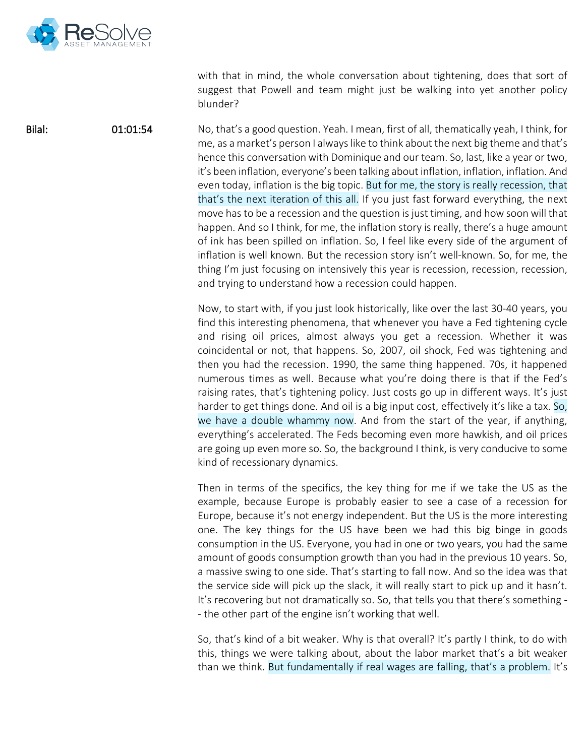with that in mind, the whole conversation about tightening, does that sort of suggest that Powell and team might just be walking into yet another policy blunder?

**Bilal:** 01:01:54

No, that's a good question. Yeah. I mean, first of all, thematically yeah, I think, for me, as a market's person I always like to think about the next big theme and that's hence this conversation with Dominique and our team. So, last, like a year or two, it's been inflation, everyone's been talking about inflation, inflation, inflation. And even today, inflation is the big topic. But for me, the story is really recession, that that's the next iteration of this all. If you just fast forward everything, the next move has to be a recession and the question is just timing, and how soon will that happen. And so I think, for me, the inflation story is really, there's a huge amount of ink has been spilled on inflation. So, I feel like every side of the argument of inflation is well known. But the recession story isn't well-known. So, for me, the thing I'm just focusing on intensively this year is recession, recession, recession, and trying to understand how a recession could happen.

Now, to start with, if you just look historically, like over the last 30-40 years, you find this interesting phenomena, that whenever you have a Fed tightening cycle and rising oil prices, almost always you get a recession. Whether it was coincidental or not, that happens. So, 2007, oil shock, Fed was tightening and then you had the recession. 1990, the same thing happened. 70s, it happened numerous times as well. Because what you're doing there is that if the Fed's raising rates, that's tightening policy. Just costs go up in different ways. It's just harder to get things done. And oil is a big input cost, effectively it's like a tax. So, we have a double whammy now. And from the start of the year, if anything, everything's accelerated. The Feds becoming even more hawkish, and oil prices are going up even more so. So, the background I think, is very conducive to some kind of recessionary dynamics.

Then in terms of the specifics, the key thing for me if we take the US as the example, because Europe is probably easier to see a case of a recession for Europe, because it's not energy independent. But the US is the more interesting one. The key things for the US have been we had this big binge in goods consumption in the US. Everyone, you had in one or two years, you had the same amount of goods consumption growth than you had in the previous 10 years. So, a massive swing to one side. That's starting to fall now. And so the idea was that the service side will pick up the slack, it will really start to pick up and it hasn't. It's recovering but not dramatically so. So, that tells you that there's something -- the other part of the engine isn't working that well.

So, that's kind of a bit weaker. Why is that overall? It's partly I think, to do with this, things we were talking about, about the labor market that's a bit weaker than we think. But fundamentally if real wages are falling, that's a problem. It's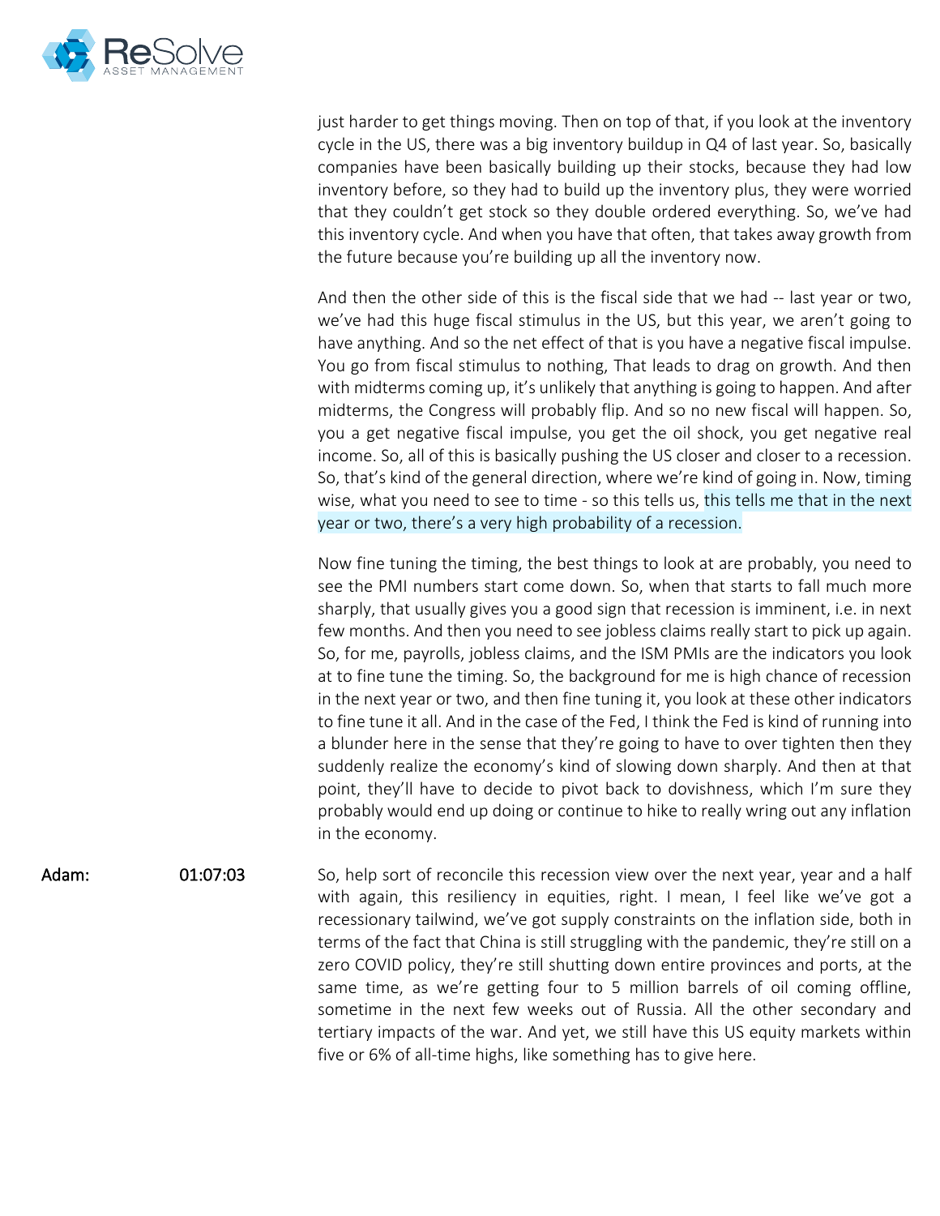just harder to get things moving. Then on top of that, if you look at the inventory cycle in the US, there was a big inventory buildup in Q4 of last year. So, basically companies have been basically building up their stocks, because they had low inventory before, so they had to build up the inventory plus, they were worried that they couldn't get stock so they double ordered everything. So, we've had this inventory cycle. And when you have that often, that takes away growth from the future because you're building up all the inventory now.

And then the other side of this is the fiscal side that we had -- last year or two, we've had this huge fiscal stimulus in the US, but this year, we aren't going to have anything. And so the net effect of that is you have a negative fiscal impulse. You go from fiscal stimulus to nothing, That leads to drag on growth. And then with midterms coming up, it's unlikely that anything is going to happen. And after midterms, the Congress will probably flip. And so no new fiscal will happen. So, you a get negative fiscal impulse, you get the oil shock, you get negative real income. So, all of this is basically pushing the US closer and closer to a recession. So, that's kind of the general direction, where we're kind of going in. Now, timing wise, what you need to see to time - so this tells us, this tells me that in the next year or two, there's a very high probability of a recession.

Now fine tuning the timing, the best things to look at are probably, you need to see the PMI numbers start come down. So, when that starts to fall much more sharply, that usually gives you a good sign that recession is imminent, i.e. in next few months. And then you need to see jobless claims really start to pick up again. So, for me, payrolls, jobless claims, and the ISM PMIs are the indicators you look at to fine tune the timing. So, the background for me is high chance of recession in the next year or two, and then fine tuning it, you look at these other indicators to fine tune it all. And in the case of the Fed, I think the Fed is kind of running into a blunder here in the sense that they're going to have to over tighten then they suddenly realize the economy's kind of slowing down sharply. And then at that point, they'll have to decide to pivot back to dovishness, which I'm sure they probably would end up doing or continue to hike to really wring out any inflation in the economy.

**Adam:** 01:07:03 So, help sort of reconcile this recession view over the next year, year and a half with again, this resiliency in equities, right. I mean, I feel like we've got a recessionary tailwind, we've got supply constraints on the inflation side, both in terms of the fact that China is still struggling with the pandemic, they're still on a zero COVID policy, they're still shutting down entire provinces and ports, at the same time, as we're getting four to 5 million barrels of oil coming offline, sometime in the next few weeks out of Russia. All the other secondary and tertiary impacts of the war. And yet, we still have this US equity markets within five or 6% of all-time highs, like something has to give here.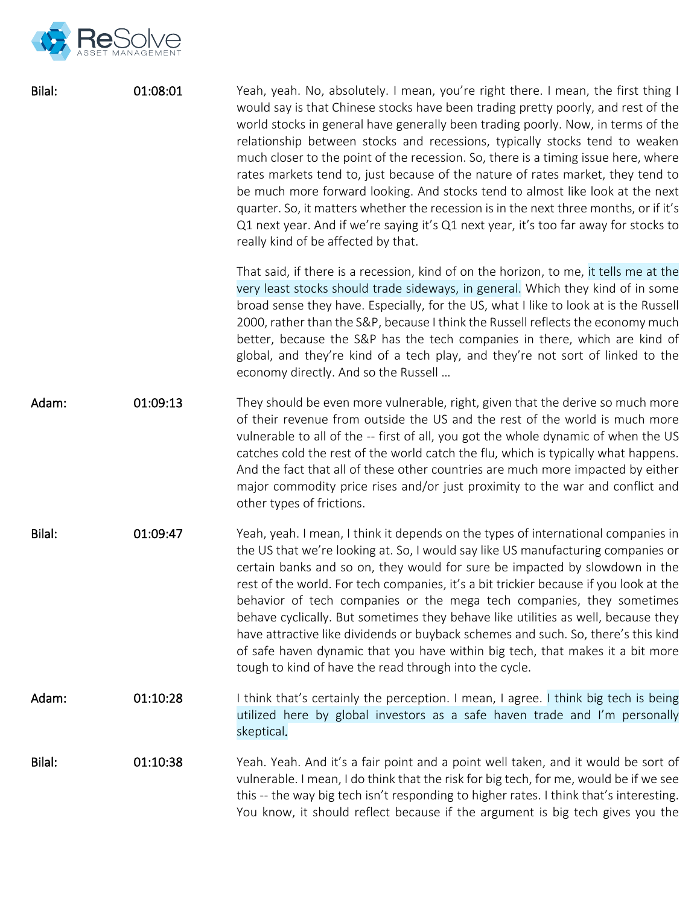**Bilal:** 01:08:01

Yeah, yeah. No, absolutely. I mean, you're right there. I mean, the first thing I would say is that Chinese stocks have been trading pretty poorly, and rest of the world stocks in general have generally been trading poorly. Now, in terms of the relationship between stocks and recessions, typically stocks tend to weaken much closer to the point of the recession. So, there is a timing issue here, where rates markets tend to, just because of the nature of rates market, they tend to be much more forward looking. And stocks tend to almost like look at the next quarter. So, it matters whether the recession is in the next three months, or if it's Q1 next year. And if we're saying it's Q1 next year, it's too far away for stocks to really kind of be affected by that.

That said, if there is a recession, kind of on the horizon, to me, it tells me at the very least stocks should trade sideways, in general. Which they kind of in some broad sense they have. Especially, for the US, what I like to look at is the Russell 2000, rather than the S&P, because I think the Russell reflects the economy much better, because the S&P has the tech companies in there, which are kind of global, and they're kind of a tech play, and they're not sort of linked to the economy directly. And so the Russell …

**Adam:** 01:09:13

They should be even more vulnerable, right, given that the derive so much more of their revenue from outside the US and the rest of the world is much more vulnerable to all of the -- first of all, you got the whole dynamic of when the US catches cold the rest of the world catch the flu, which is typically what happens. And the fact that all of these other countries are much more impacted by either major commodity price rises and/or just proximity to the war and conflict and other types of frictions.

**Bilal:** 01:09:47

Yeah, yeah. I mean, I think it depends on the types of international companies in the US that we're looking at. So, I would say like US manufacturing companies or certain banks and so on, they would for sure be impacted by slowdown in the rest of the world. For tech companies, it's a bit trickier because if you look at the behavior of tech companies or the mega tech companies, they sometimes behave cyclically. But sometimes they behave like utilities as well, because they have attractive like dividends or buyback schemes and such. So, there's this kind of safe haven dynamic that you have within big tech, that makes it a bit more tough to kind of have the read through into the cycle.

**Adam:** 01:10:28

I think that's certainly the perception. I mean, I agree. I think big tech is being utilized here by global investors as a safe haven trade and I'm personally skeptical.

**Bilal:** 01:10:38

Yeah. Yeah. And it's a fair point and a point well taken, and it would be sort of vulnerable. I mean, I do think that the risk for big tech, for me, would be if we see this -- the way big tech isn't responding to higher rates. I think that's interesting. You know, it should reflect because if the argument is big tech gives you the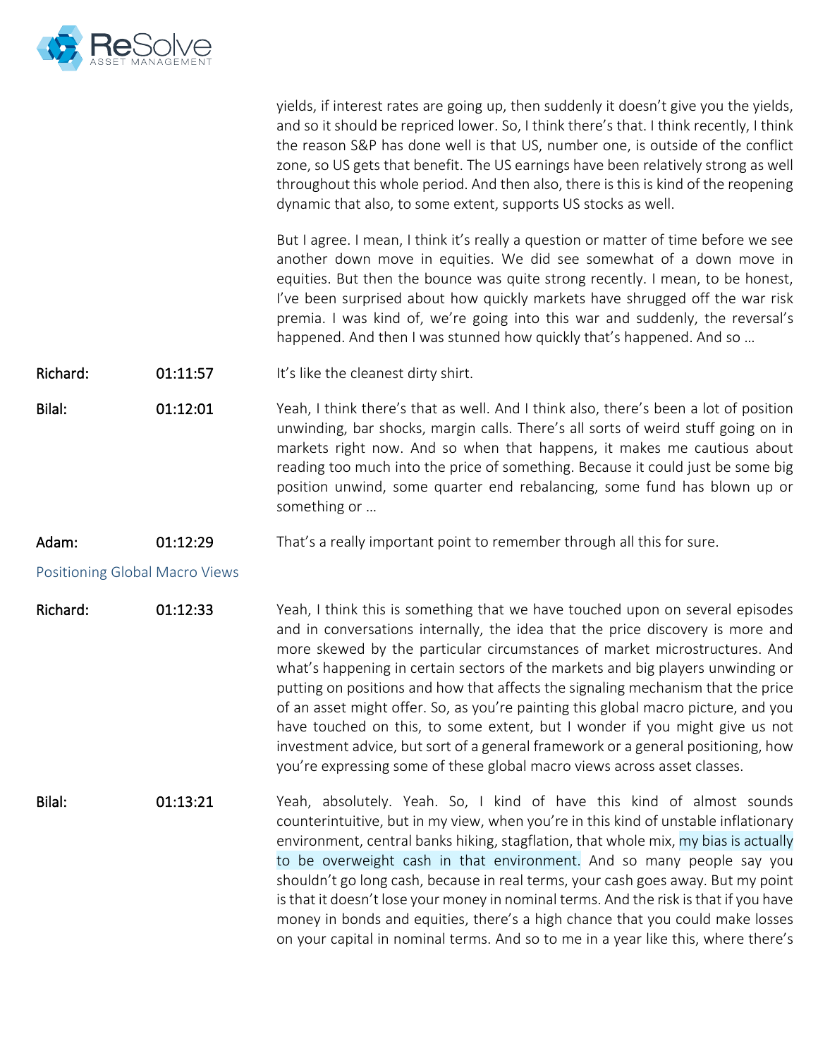yields, if interest rates are going up, then suddenly it doesn't give you the yields, and so it should be repriced lower. So, I think there's that. I think recently, I think the reason S&P has done well is that US, number one, is outside of the conflict zone, so US gets that benefit. The US earnings have been relatively strong as well throughout this whole period. And then also, there is this is kind of the reopening dynamic that also, to some extent, supports US stocks as well.

But I agree. I mean, I think it's really a question or matter of time before we see another down move in equities. We did see somewhat of a down move in equities. But then the bounce was quite strong recently. I mean, to be honest, I've been surprised about how quickly markets have shrugged off the war risk premia. I was kind of, we're going into this war and suddenly, the reversal's happened. And then I was stunned how quickly that's happened. And so …

**Richard:** 01:11:57 It's like the cleanest dirty shirt.

**Bilal:** 01:12:01 Yeah, I think there's that as well. And I think also, there's been a lot of position unwinding, bar shocks, margin calls. There's all sorts of weird stuff going on in markets right now. And so when that happens, it makes me cautious about reading too much into the price of something. Because it could just be some big position unwind, some quarter end rebalancing, some fund has blown up or something or …

**Adam:** 01:12:29 That's a really important point to remember through all this for sure.

## Positioning Global Macro Views

**Richard:** 01:12:33 Yeah, I think this is something that we have touched upon on several episodes and in conversations internally, the idea that the price discovery is more and more skewed by the particular circumstances of market microstructures. And what's happening in certain sectors of the markets and big players unwinding or putting on positions and how that affects the signaling mechanism that the price of an asset might offer. So, as you're painting this global macro picture, and you have touched on this, to some extent, but I wonder if you might give us not investment advice, but sort of a general framework or a general positioning, how you're expressing some of these global macro views across asset classes.

**Bilal:** 01:13:21 Yeah, absolutely. Yeah. So, I kind of have this kind of almost sounds counterintuitive, but in my view, when you're in this kind of unstable inflationary environment, central banks hiking, stagflation, that whole mix, my bias is actually to be overweight cash in that environment. And so many people say you shouldn't go long cash, because in real terms, your cash goes away. But my point is that it doesn't lose your money in nominal terms. And the risk is that if you have money in bonds and equities, there's a high chance that you could make losses on your capital in nominal terms. And so to me in a year like this, where there's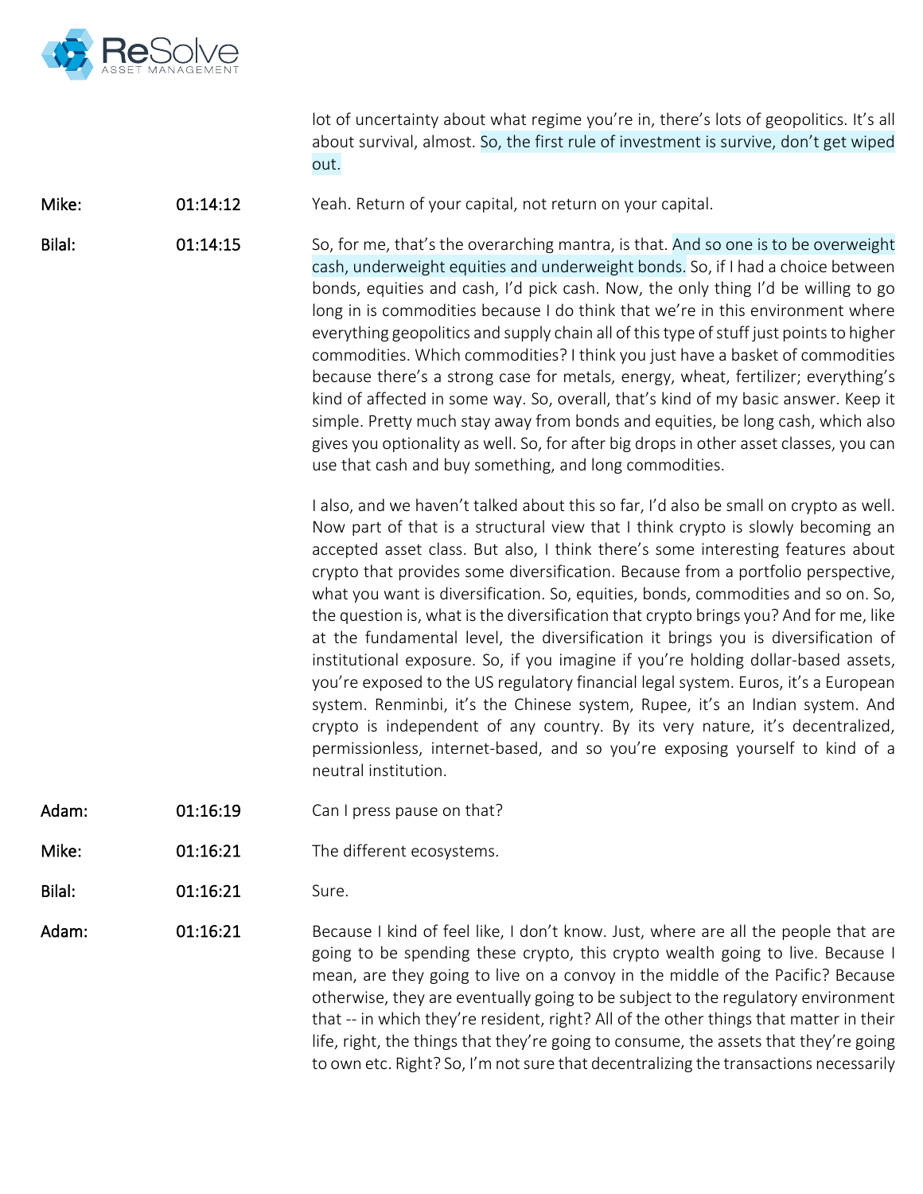lot of uncertainty about what regime you're in, there's lots of geopolitics. It's all about survival, almost. So, the first rule of investment is survive, don't get wiped out.

**Mike:** 01:14:12 Yeah. Return of your capital, not return on your capital.

**Bilal:** 01:14:15 So, for me, that's the overarching mantra, is that. And so one is to be overweight cash, underweight equities and underweight bonds. So, if I had a choice between bonds, equities and cash, I'd pick cash. Now, the only thing I'd be willing to go long in is commodities because I do think that we're in this environment where everything geopolitics and supply chain all of this type of stuff just points to higher commodities. Which commodities? I think you just have a basket of commodities because there's a strong case for metals, energy, wheat, fertilizer; everything's kind of affected in some way. So, overall, that's kind of my basic answer. Keep it simple. Pretty much stay away from bonds and equities, be long cash, which also gives you optionality as well. So, for after big drops in other asset classes, you can use that cash and buy something, and long commodities.

I also, and we haven't talked about this so far, I'd also be small on crypto as well. Now part of that is a structural view that I think crypto is slowly becoming an accepted asset class. But also, I think there's some interesting features about crypto that provides some diversification. Because from a portfolio perspective, what you want is diversification. So, equities, bonds, commodities and so on. So, the question is, what is the diversification that crypto brings you? And for me, like at the fundamental level, the diversification it brings you is diversification of institutional exposure. So, if you imagine if you're holding dollar-based assets, you're exposed to the US regulatory financial legal system. Euros, it's a European system. Renminbi, it's the Chinese system, Rupee, it's an Indian system. And crypto is independent of any country. By its very nature, it's decentralized, permissionless, internet-based, and so you're exposing yourself to kind of a neutral institution.

**Adam:** 01:16:19 Can I press pause on that?

**Mike:** 01:16:21 The different ecosystems.

**Bilal:** 01:16:21 Sure.

**Adam:** 01:16:21 Because I kind of feel like, I don't know. Just, where are all the people that are going to be spending these crypto, this crypto wealth going to live. Because I mean, are they going to live on a convoy in the middle of the Pacific? Because otherwise, they are eventually going to be subject to the regulatory environment that -- in which they're resident, right? All of the other things that matter in their life, right, the things that they're going to consume, the assets that they're going to own etc. Right? So, I'm not sure that decentralizing the transactions necessarily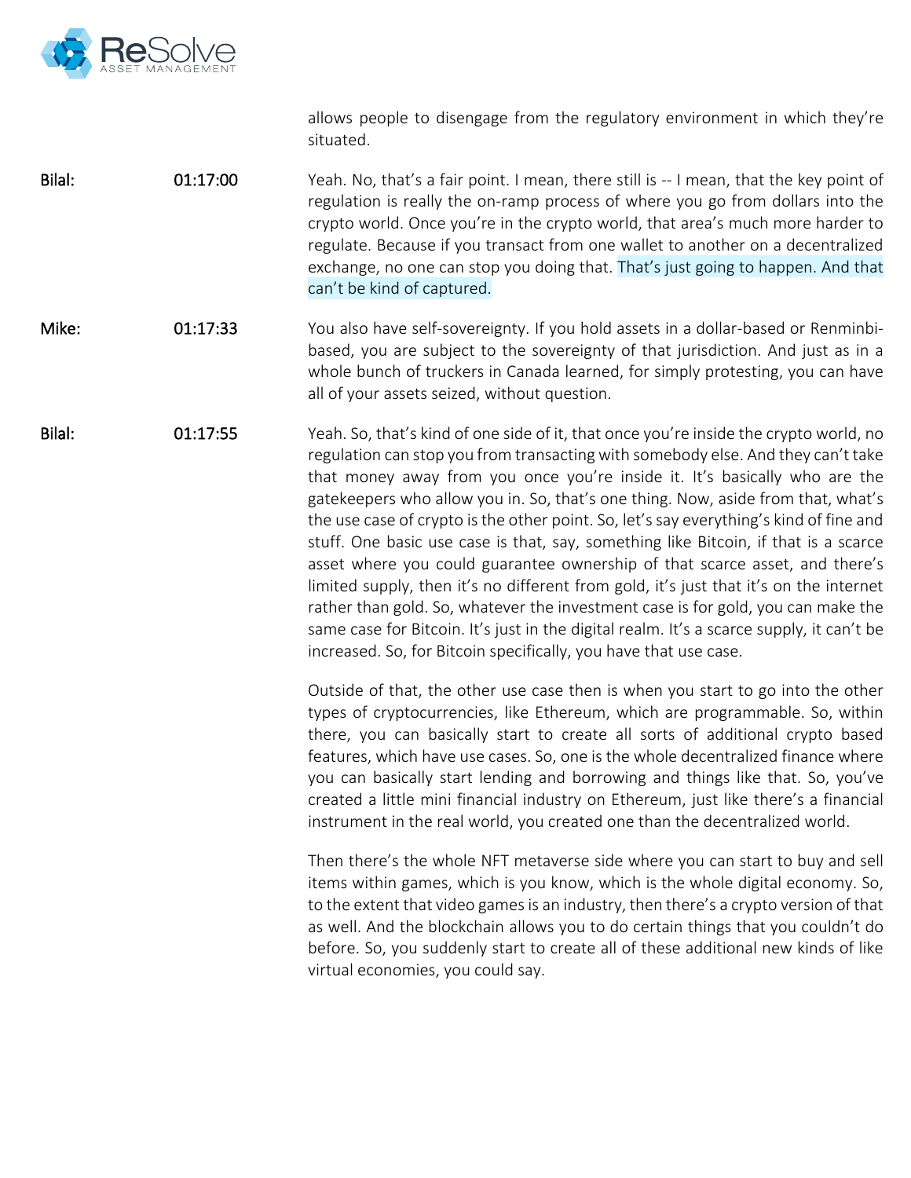allows people to disengage from the regulatory environment in which they're situated.

**Bilal:** 01:17:00 — Yeah. No, that's a fair point. I mean, there still is -- I mean, that the key point of regulation is really the on-ramp process of where you go from dollars into the crypto world. Once you're in the crypto world, that area's much more harder to regulate. Because if you transact from one wallet to another on a decentralized exchange, no one can stop you doing that. That's just going to happen. And that can't be kind of captured.

**Mike:** 01:17:33 — You also have self-sovereignty. If you hold assets in a dollar-based or Renminbi-based, you are subject to the sovereignty of that jurisdiction. And just as in a whole bunch of truckers in Canada learned, for simply protesting, you can have all of your assets seized, without question.

**Bilal:** 01:17:55 — Yeah. So, that's kind of one side of it, that once you're inside the crypto world, no regulation can stop you from transacting with somebody else. And they can't take that money away from you once you're inside it. It's basically who are the gatekeepers who allow you in. So, that's one thing. Now, aside from that, what's the use case of crypto is the other point. So, let's say everything's kind of fine and stuff. One basic use case is that, say, something like Bitcoin, if that is a scarce asset where you could guarantee ownership of that scarce asset, and there's limited supply, then it's no different from gold, it's just that it's on the internet rather than gold. So, whatever the investment case is for gold, you can make the same case for Bitcoin. It's just in the digital realm. It's a scarce supply, it can't be increased. So, for Bitcoin specifically, you have that use case.

Outside of that, the other use case then is when you start to go into the other types of cryptocurrencies, like Ethereum, which are programmable. So, within there, you can basically start to create all sorts of additional crypto based features, which have use cases. So, one is the whole decentralized finance where you can basically start lending and borrowing and things like that. So, you've created a little mini financial industry on Ethereum, just like there's a financial instrument in the real world, you created one than the decentralized world.

Then there's the whole NFT metaverse side where you can start to buy and sell items within games, which is you know, which is the whole digital economy. So, to the extent that video games is an industry, then there's a crypto version of that as well. And the blockchain allows you to do certain things that you couldn't do before. So, you suddenly start to create all of these additional new kinds of like virtual economies, you could say.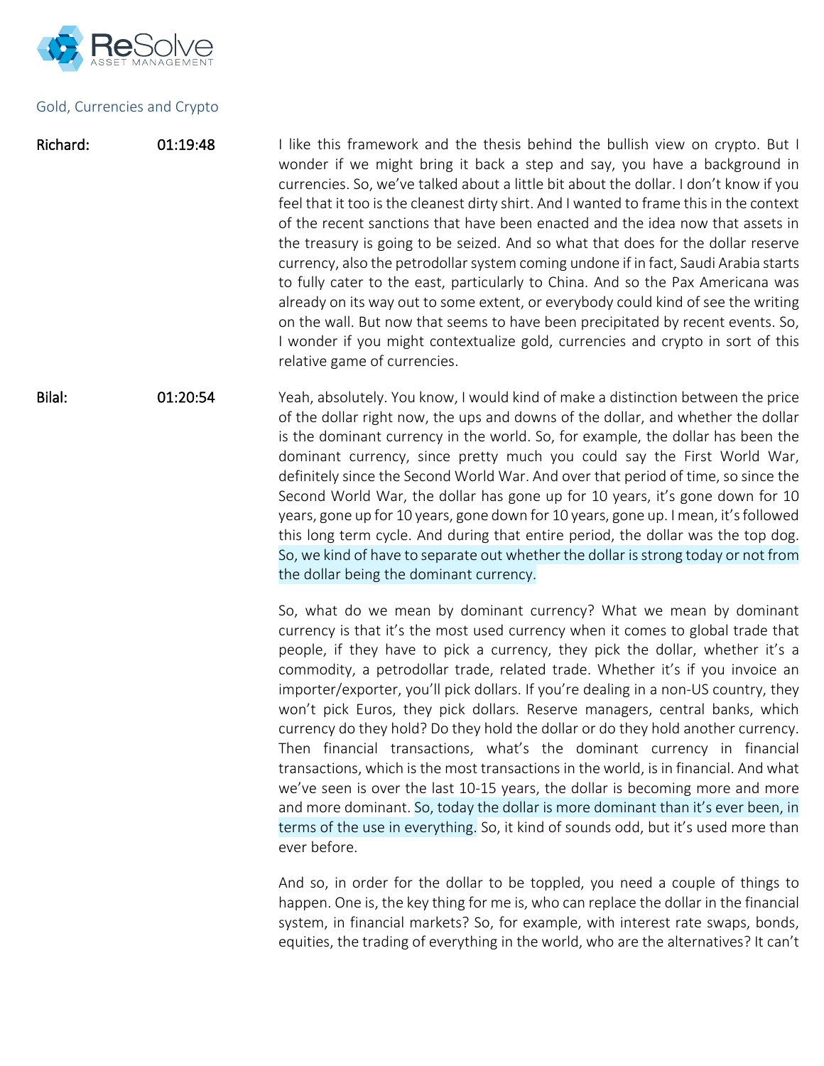Gold, Currencies and Crypto

**Richard:** 01:19:48

I like this framework and the thesis behind the bullish view on crypto. But I wonder if we might bring it back a step and say, you have a background in currencies. So, we've talked about a little bit about the dollar. I don't know if you feel that it too is the cleanest dirty shirt. And I wanted to frame this in the context of the recent sanctions that have been enacted and the idea now that assets in the treasury is going to be seized. And so what that does for the dollar reserve currency, also the petrodollar system coming undone if in fact, Saudi Arabia starts to fully cater to the east, particularly to China. And so the Pax Americana was already on its way out to some extent, or everybody could kind of see the writing on the wall. But now that seems to have been precipitated by recent events. So, I wonder if you might contextualize gold, currencies and crypto in sort of this relative game of currencies.

**Bilal:** 01:20:54

Yeah, absolutely. You know, I would kind of make a distinction between the price of the dollar right now, the ups and downs of the dollar, and whether the dollar is the dominant currency in the world. So, for example, the dollar has been the dominant currency, since pretty much you could say the First World War, definitely since the Second World War. And over that period of time, so since the Second World War, the dollar has gone up for 10 years, it's gone down for 10 years, gone up for 10 years, gone down for 10 years, gone up. I mean, it's followed this long term cycle. And during that entire period, the dollar was the top dog. So, we kind of have to separate out whether the dollar is strong today or not from the dollar being the dominant currency.

So, what do we mean by dominant currency? What we mean by dominant currency is that it's the most used currency when it comes to global trade that people, if they have to pick a currency, they pick the dollar, whether it's a commodity, a petrodollar trade, related trade. Whether it's if you invoice an importer/exporter, you'll pick dollars. If you're dealing in a non-US country, they won't pick Euros, they pick dollars. Reserve managers, central banks, which currency do they hold? Do they hold the dollar or do they hold another currency. Then financial transactions, what's the dominant currency in financial transactions, which is the most transactions in the world, is in financial. And what we've seen is over the last 10-15 years, the dollar is becoming more and more and more dominant. So, today the dollar is more dominant than it's ever been, in terms of the use in everything. So, it kind of sounds odd, but it's used more than ever before.

And so, in order for the dollar to be toppled, you need a couple of things to happen. One is, the key thing for me is, who can replace the dollar in the financial system, in financial markets? So, for example, with interest rate swaps, bonds, equities, the trading of everything in the world, who are the alternatives? It can't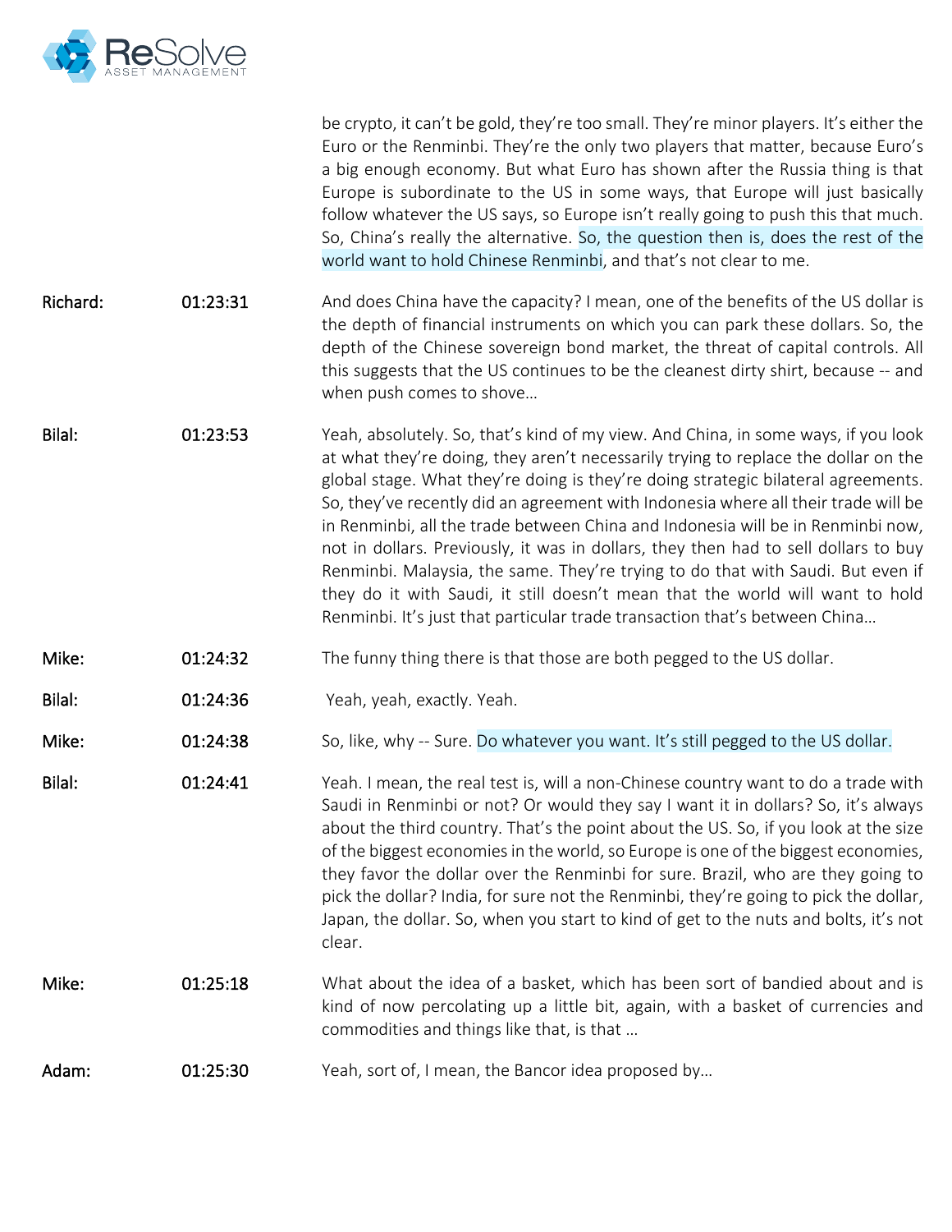be crypto, it can't be gold, they're too small. They're minor players. It's either the Euro or the Renminbi. They're the only two players that matter, because Euro's a big enough economy. But what Euro has shown after the Russia thing is that Europe is subordinate to the US in some ways, that Europe will just basically follow whatever the US says, so Europe isn't really going to push this that much. So, China's really the alternative. So, the question then is, does the rest of the world want to hold Chinese Renminbi, and that's not clear to me.

**Richard:** 01:23:31 And does China have the capacity? I mean, one of the benefits of the US dollar is the depth of financial instruments on which you can park these dollars. So, the depth of the Chinese sovereign bond market, the threat of capital controls. All this suggests that the US continues to be the cleanest dirty shirt, because -- and when push comes to shove…

**Bilal:** 01:23:53 Yeah, absolutely. So, that's kind of my view. And China, in some ways, if you look at what they're doing, they aren't necessarily trying to replace the dollar on the global stage. What they're doing is they're doing strategic bilateral agreements. So, they've recently did an agreement with Indonesia where all their trade will be in Renminbi, all the trade between China and Indonesia will be in Renminbi now, not in dollars. Previously, it was in dollars, they then had to sell dollars to buy Renminbi. Malaysia, the same. They're trying to do that with Saudi. But even if they do it with Saudi, it still doesn't mean that the world will want to hold Renminbi. It's just that particular trade transaction that's between China…

**Mike:** 01:24:32 The funny thing there is that those are both pegged to the US dollar.

**Bilal:** 01:24:36 Yeah, yeah, exactly. Yeah.

**Mike:** 01:24:38 So, like, why -- Sure. Do whatever you want. It's still pegged to the US dollar.

**Bilal:** 01:24:41 Yeah. I mean, the real test is, will a non-Chinese country want to do a trade with Saudi in Renminbi or not? Or would they say I want it in dollars? So, it's always about the third country. That's the point about the US. So, if you look at the size of the biggest economies in the world, so Europe is one of the biggest economies, they favor the dollar over the Renminbi for sure. Brazil, who are they going to pick the dollar? India, for sure not the Renminbi, they're going to pick the dollar, Japan, the dollar. So, when you start to kind of get to the nuts and bolts, it's not clear.

**Mike:** 01:25:18 What about the idea of a basket, which has been sort of bandied about and is kind of now percolating up a little bit, again, with a basket of currencies and commodities and things like that, is that …

**Adam:** 01:25:30 Yeah, sort of, I mean, the Bancor idea proposed by…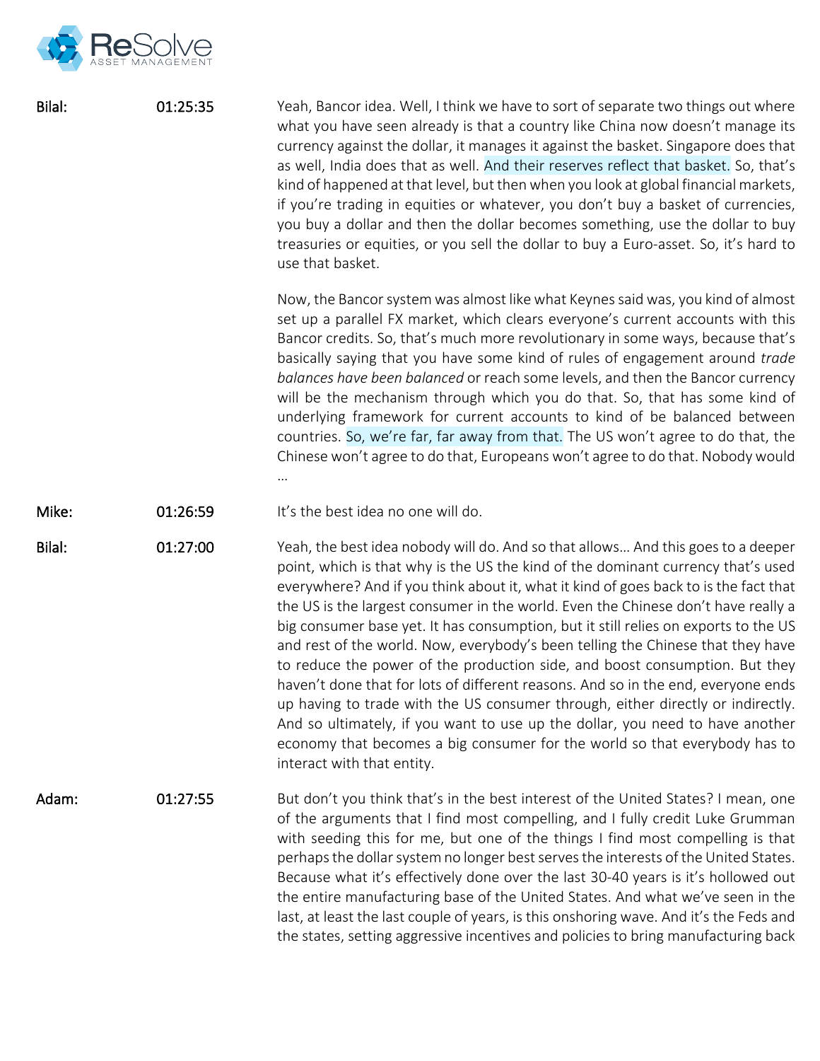**Bilal:** 01:25:35

Yeah, Bancor idea. Well, I think we have to sort of separate two things out where what you have seen already is that a country like China now doesn't manage its currency against the dollar, it manages it against the basket. Singapore does that as well, India does that as well. And their reserves reflect that basket. So, that's kind of happened at that level, but then when you look at global financial markets, if you're trading in equities or whatever, you don't buy a basket of currencies, you buy a dollar and then the dollar becomes something, use the dollar to buy treasuries or equities, or you sell the dollar to buy a Euro-asset. So, it's hard to use that basket.

Now, the Bancor system was almost like what Keynes said was, you kind of almost set up a parallel FX market, which clears everyone's current accounts with this Bancor credits. So, that's much more revolutionary in some ways, because that's basically saying that you have some kind of rules of engagement around *trade balances have been balanced* or reach some levels, and then the Bancor currency will be the mechanism through which you do that. So, that has some kind of underlying framework for current accounts to kind of be balanced between countries. So, we're far, far away from that. The US won't agree to do that, the Chinese won't agree to do that, Europeans won't agree to do that. Nobody would …

**Mike:** 01:26:59

It's the best idea no one will do.

**Bilal:** 01:27:00

Yeah, the best idea nobody will do. And so that allows… And this goes to a deeper point, which is that why is the US the kind of the dominant currency that's used everywhere? And if you think about it, what it kind of goes back to is the fact that the US is the largest consumer in the world. Even the Chinese don't have really a big consumer base yet. It has consumption, but it still relies on exports to the US and rest of the world. Now, everybody's been telling the Chinese that they have to reduce the power of the production side, and boost consumption. But they haven't done that for lots of different reasons. And so in the end, everyone ends up having to trade with the US consumer through, either directly or indirectly. And so ultimately, if you want to use up the dollar, you need to have another economy that becomes a big consumer for the world so that everybody has to interact with that entity.

**Adam:** 01:27:55

But don't you think that's in the best interest of the United States? I mean, one of the arguments that I find most compelling, and I fully credit Luke Grumman with seeding this for me, but one of the things I find most compelling is that perhaps the dollar system no longer best serves the interests of the United States. Because what it's effectively done over the last 30-40 years is it's hollowed out the entire manufacturing base of the United States. And what we've seen in the last, at least the last couple of years, is this onshoring wave. And it's the Feds and the states, setting aggressive incentives and policies to bring manufacturing back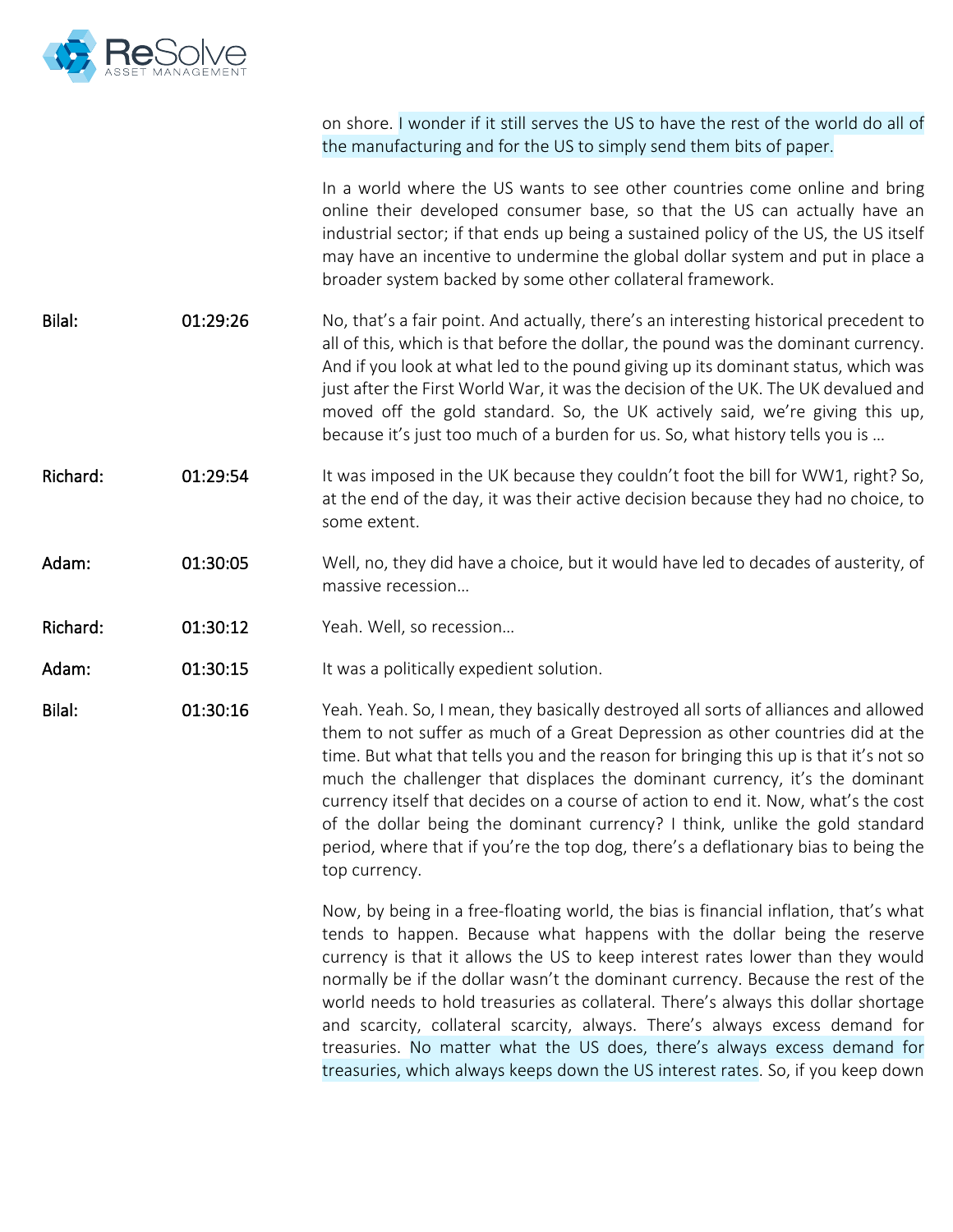on shore. I wonder if it still serves the US to have the rest of the world do all of the manufacturing and for the US to simply send them bits of paper.

In a world where the US wants to see other countries come online and bring online their developed consumer base, so that the US can actually have an industrial sector; if that ends up being a sustained policy of the US, the US itself may have an incentive to undermine the global dollar system and put in place a broader system backed by some other collateral framework.

**Bilal:** 01:29:26 No, that's a fair point. And actually, there's an interesting historical precedent to all of this, which is that before the dollar, the pound was the dominant currency. And if you look at what led to the pound giving up its dominant status, which was just after the First World War, it was the decision of the UK. The UK devalued and moved off the gold standard. So, the UK actively said, we're giving this up, because it's just too much of a burden for us. So, what history tells you is …

**Richard:** 01:29:54 It was imposed in the UK because they couldn't foot the bill for WW1, right? So, at the end of the day, it was their active decision because they had no choice, to some extent.

**Adam:** 01:30:05 Well, no, they did have a choice, but it would have led to decades of austerity, of massive recession…

**Richard:** 01:30:12 Yeah. Well, so recession…

**Adam:** 01:30:15 It was a politically expedient solution.

**Bilal:** 01:30:16 Yeah. Yeah. So, I mean, they basically destroyed all sorts of alliances and allowed them to not suffer as much of a Great Depression as other countries did at the time. But what that tells you and the reason for bringing this up is that it's not so much the challenger that displaces the dominant currency, it's the dominant currency itself that decides on a course of action to end it. Now, what's the cost of the dollar being the dominant currency? I think, unlike the gold standard period, where that if you're the top dog, there's a deflationary bias to being the top currency.

Now, by being in a free-floating world, the bias is financial inflation, that's what tends to happen. Because what happens with the dollar being the reserve currency is that it allows the US to keep interest rates lower than they would normally be if the dollar wasn't the dominant currency. Because the rest of the world needs to hold treasuries as collateral. There's always this dollar shortage and scarcity, collateral scarcity, always. There's always excess demand for treasuries. No matter what the US does, there's always excess demand for treasuries, which always keeps down the US interest rates. So, if you keep down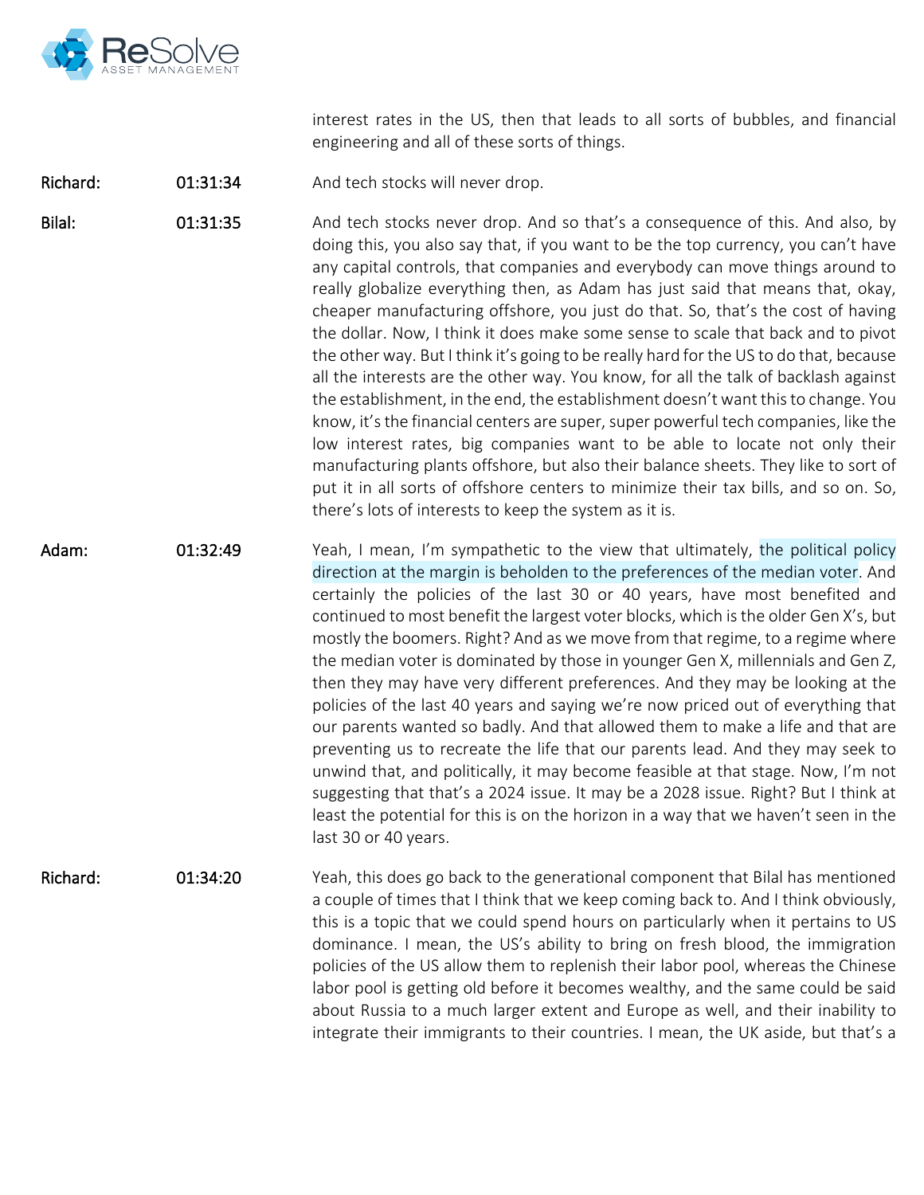interest rates in the US, then that leads to all sorts of bubbles, and financial engineering and all of these sorts of things.

**Richard:** 01:31:34 And tech stocks will never drop.

**Bilal:** 01:31:35 And tech stocks never drop. And so that's a consequence of this. And also, by doing this, you also say that, if you want to be the top currency, you can't have any capital controls, that companies and everybody can move things around to really globalize everything then, as Adam has just said that means that, okay, cheaper manufacturing offshore, you just do that. So, that's the cost of having the dollar. Now, I think it does make some sense to scale that back and to pivot the other way. But I think it's going to be really hard for the US to do that, because all the interests are the other way. You know, for all the talk of backlash against the establishment, in the end, the establishment doesn't want this to change. You know, it's the financial centers are super, super powerful tech companies, like the low interest rates, big companies want to be able to locate not only their manufacturing plants offshore, but also their balance sheets. They like to sort of put it in all sorts of offshore centers to minimize their tax bills, and so on. So, there's lots of interests to keep the system as it is.

**Adam:** 01:32:49 Yeah, I mean, I'm sympathetic to the view that ultimately, the political policy direction at the margin is beholden to the preferences of the median voter. And certainly the policies of the last 30 or 40 years, have most benefited and continued to most benefit the largest voter blocks, which is the older Gen X's, but mostly the boomers. Right? And as we move from that regime, to a regime where the median voter is dominated by those in younger Gen X, millennials and Gen Z, then they may have very different preferences. And they may be looking at the policies of the last 40 years and saying we're now priced out of everything that our parents wanted so badly. And that allowed them to make a life and that are preventing us to recreate the life that our parents lead. And they may seek to unwind that, and politically, it may become feasible at that stage. Now, I'm not suggesting that that's a 2024 issue. It may be a 2028 issue. Right? But I think at least the potential for this is on the horizon in a way that we haven't seen in the last 30 or 40 years.

**Richard:** 01:34:20 Yeah, this does go back to the generational component that Bilal has mentioned a couple of times that I think that we keep coming back to. And I think obviously, this is a topic that we could spend hours on particularly when it pertains to US dominance. I mean, the US's ability to bring on fresh blood, the immigration policies of the US allow them to replenish their labor pool, whereas the Chinese labor pool is getting old before it becomes wealthy, and the same could be said about Russia to a much larger extent and Europe as well, and their inability to integrate their immigrants to their countries. I mean, the UK aside, but that's a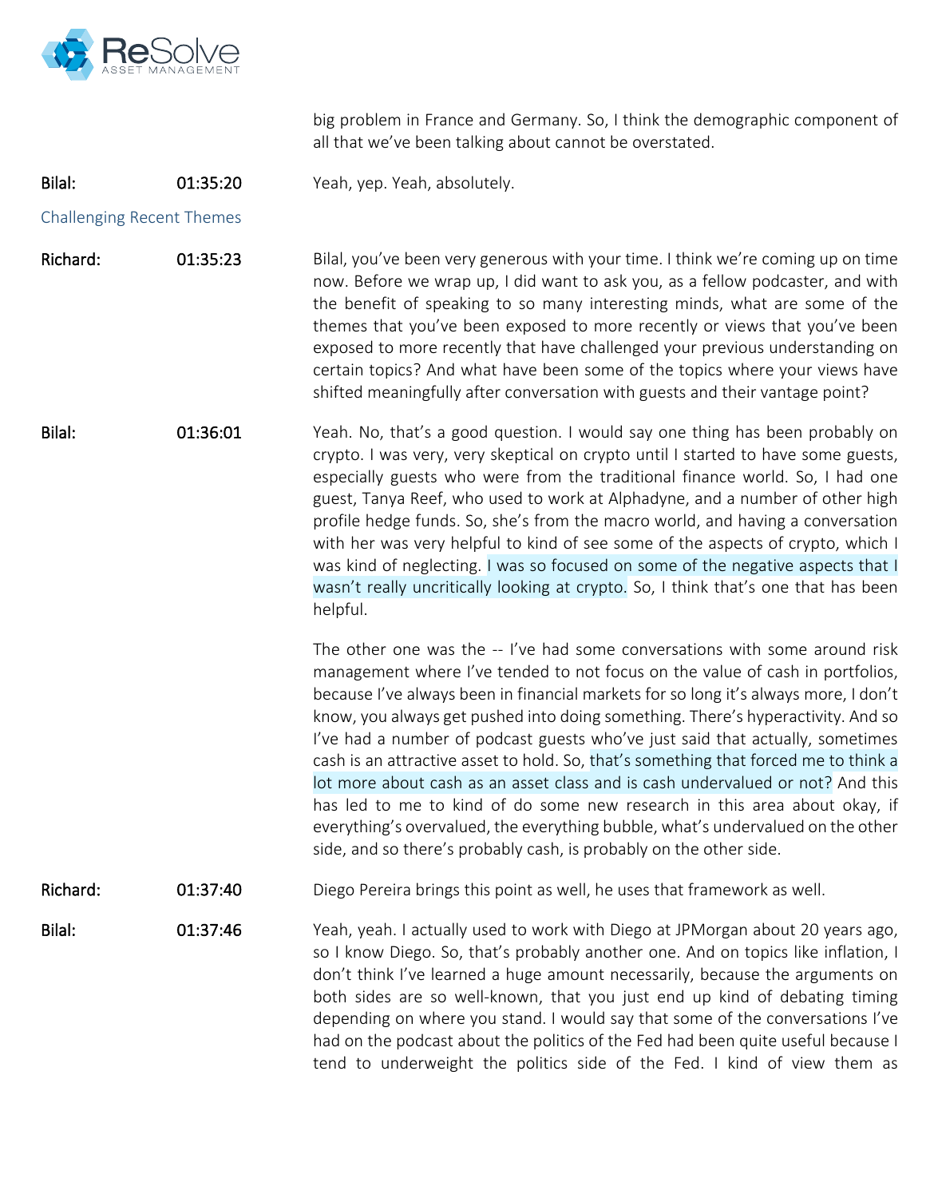big problem in France and Germany. So, I think the demographic component of all that we've been talking about cannot be overstated.

**Bilal:** 01:35:20 Yeah, yep. Yeah, absolutely.

## Challenging Recent Themes

**Richard:** 01:35:23 Bilal, you've been very generous with your time. I think we're coming up on time now. Before we wrap up, I did want to ask you, as a fellow podcaster, and with the benefit of speaking to so many interesting minds, what are some of the themes that you've been exposed to more recently or views that you've been exposed to more recently that have challenged your previous understanding on certain topics? And what have been some of the topics where your views have shifted meaningfully after conversation with guests and their vantage point?

**Bilal:** 01:36:01 Yeah. No, that's a good question. I would say one thing has been probably on crypto. I was very, very skeptical on crypto until I started to have some guests, especially guests who were from the traditional finance world. So, I had one guest, Tanya Reef, who used to work at Alphadyne, and a number of other high profile hedge funds. So, she's from the macro world, and having a conversation with her was very helpful to kind of see some of the aspects of crypto, which I was kind of neglecting. I was so focused on some of the negative aspects that I wasn't really uncritically looking at crypto. So, I think that's one that has been helpful.

The other one was the -- I've had some conversations with some around risk management where I've tended to not focus on the value of cash in portfolios, because I've always been in financial markets for so long it's always more, I don't know, you always get pushed into doing something. There's hyperactivity. And so I've had a number of podcast guests who've just said that actually, sometimes cash is an attractive asset to hold. So, that's something that forced me to think a lot more about cash as an asset class and is cash undervalued or not? And this has led to me to kind of do some new research in this area about okay, if everything's overvalued, the everything bubble, what's undervalued on the other side, and so there's probably cash, is probably on the other side.

**Richard:** 01:37:40 Diego Pereira brings this point as well, he uses that framework as well.

**Bilal:** 01:37:46 Yeah, yeah. I actually used to work with Diego at JPMorgan about 20 years ago, so I know Diego. So, that's probably another one. And on topics like inflation, I don't think I've learned a huge amount necessarily, because the arguments on both sides are so well-known, that you just end up kind of debating timing depending on where you stand. I would say that some of the conversations I've had on the podcast about the politics of the Fed had been quite useful because I tend to underweight the politics side of the Fed. I kind of view them as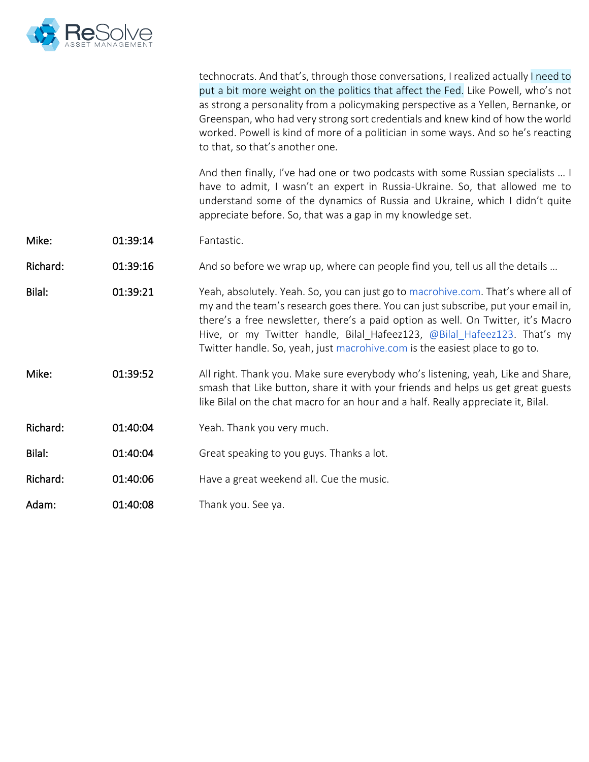technocrats. And that's, through those conversations, I realized actually I need to put a bit more weight on the politics that affect the Fed. Like Powell, who's not as strong a personality from a policymaking perspective as a Yellen, Bernanke, or Greenspan, who had very strong sort credentials and knew kind of how the world worked. Powell is kind of more of a politician in some ways. And so he's reacting to that, so that's another one.

And then finally, I've had one or two podcasts with some Russian specialists … I have to admit, I wasn't an expert in Russia-Ukraine. So, that allowed me to understand some of the dynamics of Russia and Ukraine, which I didn't quite appreciate before. So, that was a gap in my knowledge set.

**Mike:** 01:39:14 Fantastic.

**Richard:** 01:39:16 And so before we wrap up, where can people find you, tell us all the details …

**Bilal:** 01:39:21 Yeah, absolutely. Yeah. So, you can just go to macrohive.com. That's where all of my and the team's research goes there. You can just subscribe, put your email in, there's a free newsletter, there's a paid option as well. On Twitter, it's Macro Hive, or my Twitter handle, Bilal_Hafeez123, @Bilal_Hafeez123. That's my Twitter handle. So, yeah, just macrohive.com is the easiest place to go to.

**Mike:** 01:39:52 All right. Thank you. Make sure everybody who's listening, yeah, Like and Share, smash that Like button, share it with your friends and helps us get great guests like Bilal on the chat macro for an hour and a half. Really appreciate it, Bilal.

**Richard:** 01:40:04 Yeah. Thank you very much.

**Bilal:** 01:40:04 Great speaking to you guys. Thanks a lot.

**Richard:** 01:40:06 Have a great weekend all. Cue the music.

**Adam:** 01:40:08 Thank you. See ya.